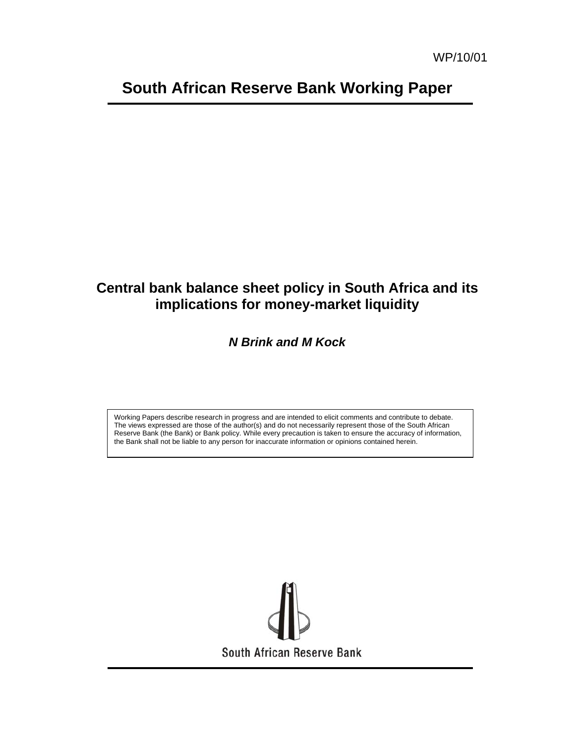WP/10/01

# South African Reserve Bank Working Paper

## Central bank balance sheet policy in South Africa and its implications for money-market liquidity

***N Brink and M Kock***

Working Papers describe research in progress and are intended to elicit comments and contribute to debate. The views expressed are those of the author(s) and do not necessarily represent those of the South African Reserve Bank (the Bank) or Bank policy. While every precaution is taken to ensure the accuracy of information, the Bank shall not be liable to any person for inaccurate information or opinions contained herein.

South African Reserve Bank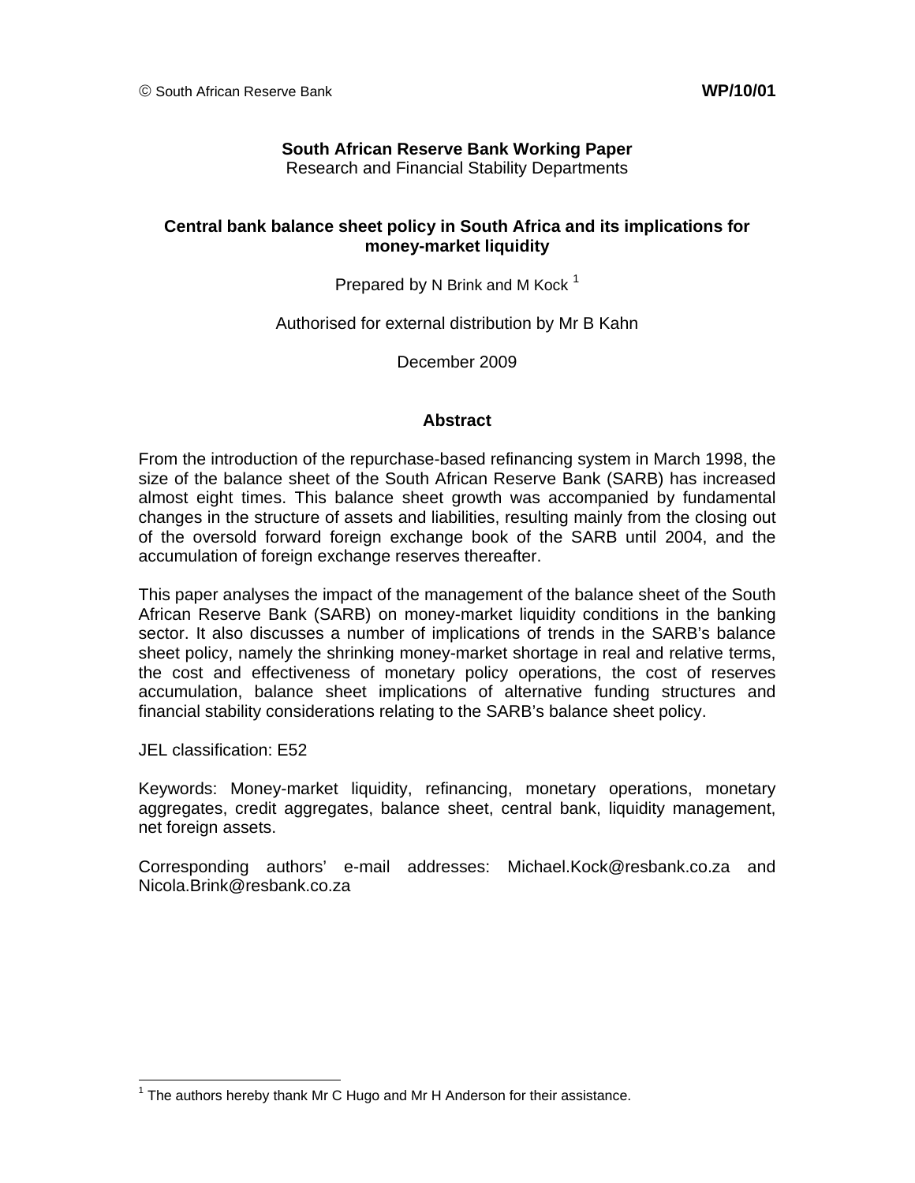© South African Reserve Bank **WP/10/01**

**South African Reserve Bank Working Paper**
Research and Financial Stability Departments

**Central bank balance sheet policy in South Africa and its implications for money-market liquidity**

Prepared by N Brink and M Kock [1]

Authorised for external distribution by Mr B Kahn

December 2009

## Abstract

From the introduction of the repurchase-based refinancing system in March 1998, the size of the balance sheet of the South African Reserve Bank (SARB) has increased almost eight times. This balance sheet growth was accompanied by fundamental changes in the structure of assets and liabilities, resulting mainly from the closing out of the oversold forward foreign exchange book of the SARB until 2004, and the accumulation of foreign exchange reserves thereafter.

This paper analyses the impact of the management of the balance sheet of the South African Reserve Bank (SARB) on money-market liquidity conditions in the banking sector. It also discusses a number of implications of trends in the SARB's balance sheet policy, namely the shrinking money-market shortage in real and relative terms, the cost and effectiveness of monetary policy operations, the cost of reserves accumulation, balance sheet implications of alternative funding structures and financial stability considerations relating to the SARB's balance sheet policy.

JEL classification: E52

Keywords: Money-market liquidity, refinancing, monetary operations, monetary aggregates, credit aggregates, balance sheet, central bank, liquidity management, net foreign assets.

Corresponding authors' e-mail addresses: Michael.Kock@resbank.co.za and Nicola.Brink@resbank.co.za

[1] The authors hereby thank Mr C Hugo and Mr H Anderson for their assistance.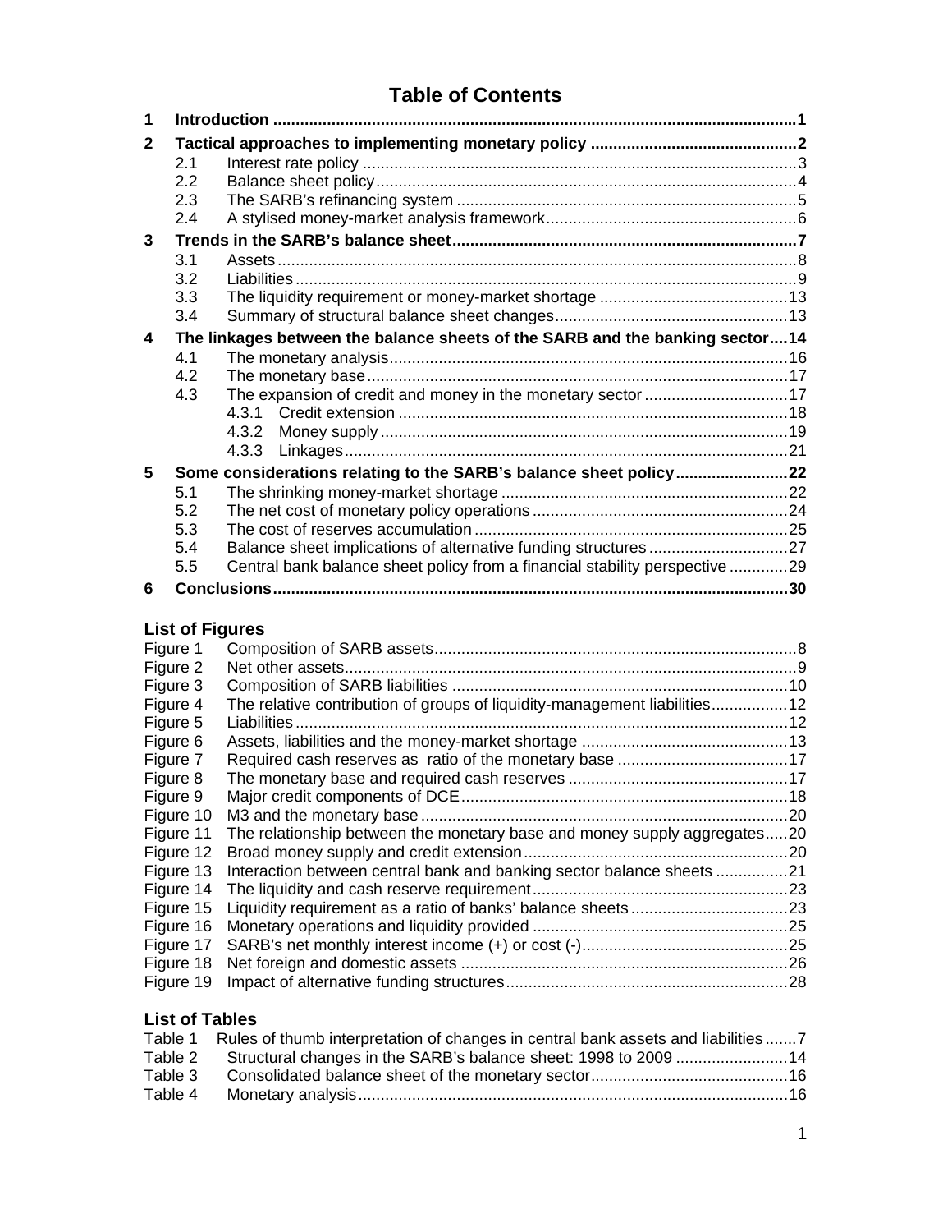# Table of Contents

| | | |
|---|---|---|
| **1** | **Introduction** | **1** |
| **2** | **Tactical approaches to implementing monetary policy** | **2** |
| 2.1 | Interest rate policy | 3 |
| 2.2 | Balance sheet policy | 4 |
| 2.3 | The SARB's refinancing system | 5 |
| 2.4 | A stylised money-market analysis framework | 6 |
| **3** | **Trends in the SARB's balance sheet** | **7** |
| 3.1 | Assets | 8 |
| 3.2 | Liabilities | 9 |
| 3.3 | The liquidity requirement or money-market shortage | 13 |
| 3.4 | Summary of structural balance sheet changes | 13 |
| **4** | **The linkages between the balance sheets of the SARB and the banking sector** | **14** |
| 4.1 | The monetary analysis | 16 |
| 4.2 | The monetary base | 17 |
| 4.3 | The expansion of credit and money in the monetary sector | 17 |
| 4.3.1 | Credit extension | 18 |
| 4.3.2 | Money supply | 19 |
| 4.3.3 | Linkages | 21 |
| **5** | **Some considerations relating to the SARB's balance sheet policy** | **22** |
| 5.1 | The shrinking money-market shortage | 22 |
| 5.2 | The net cost of monetary policy operations | 24 |
| 5.3 | The cost of reserves accumulation | 25 |
| 5.4 | Balance sheet implications of alternative funding structures | 27 |
| 5.5 | Central bank balance sheet policy from a financial stability perspective | 29 |
| **6** | **Conclusions** | **30** |

## List of Figures

| | | |
|---|---|---|
| Figure 1 | Composition of SARB assets | 8 |
| Figure 2 | Net other assets | 9 |
| Figure 3 | Composition of SARB liabilities | 10 |
| Figure 4 | The relative contribution of groups of liquidity-management liabilities | 12 |
| Figure 5 | Liabilities | 12 |
| Figure 6 | Assets, liabilities and the money-market shortage | 13 |
| Figure 7 | Required cash reserves as ratio of the monetary base | 17 |
| Figure 8 | The monetary base and required cash reserves | 17 |
| Figure 9 | Major credit components of DCE | 18 |
| Figure 10 | M3 and the monetary base | 20 |
| Figure 11 | The relationship between the monetary base and money supply aggregates | 20 |
| Figure 12 | Broad money supply and credit extension | 20 |
| Figure 13 | Interaction between central bank and banking sector balance sheets | 21 |
| Figure 14 | The liquidity and cash reserve requirement | 23 |
| Figure 15 | Liquidity requirement as a ratio of banks' balance sheets | 23 |
| Figure 16 | Monetary operations and liquidity provided | 25 |
| Figure 17 | SARB's net monthly interest income (+) or cost (-) | 25 |
| Figure 18 | Net foreign and domestic assets | 26 |
| Figure 19 | Impact of alternative funding structures | 28 |

## List of Tables

| | | |
|---|---|---|
| Table 1 | Rules of thumb interpretation of changes in central bank assets and liabilities | 7 |
| Table 2 | Structural changes in the SARB's balance sheet: 1998 to 2009 | 14 |
| Table 3 | Consolidated balance sheet of the monetary sector | 16 |
| Table 4 | Monetary analysis | 16 |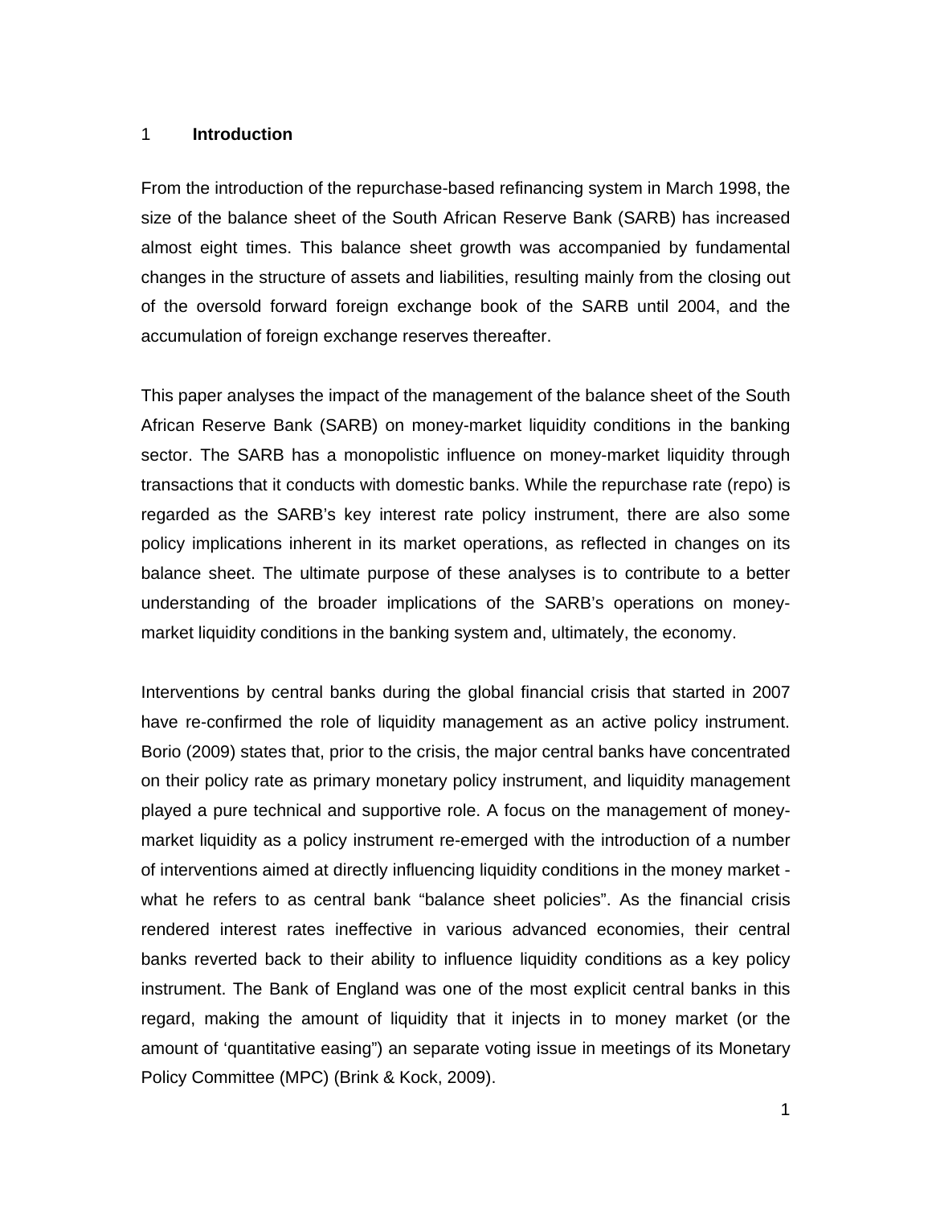# 1 Introduction

From the introduction of the repurchase-based refinancing system in March 1998, the size of the balance sheet of the South African Reserve Bank (SARB) has increased almost eight times. This balance sheet growth was accompanied by fundamental changes in the structure of assets and liabilities, resulting mainly from the closing out of the oversold forward foreign exchange book of the SARB until 2004, and the accumulation of foreign exchange reserves thereafter.

This paper analyses the impact of the management of the balance sheet of the South African Reserve Bank (SARB) on money-market liquidity conditions in the banking sector. The SARB has a monopolistic influence on money-market liquidity through transactions that it conducts with domestic banks. While the repurchase rate (repo) is regarded as the SARB's key interest rate policy instrument, there are also some policy implications inherent in its market operations, as reflected in changes on its balance sheet. The ultimate purpose of these analyses is to contribute to a better understanding of the broader implications of the SARB's operations on money-market liquidity conditions in the banking system and, ultimately, the economy.

Interventions by central banks during the global financial crisis that started in 2007 have re-confirmed the role of liquidity management as an active policy instrument. Borio (2009) states that, prior to the crisis, the major central banks have concentrated on their policy rate as primary monetary policy instrument, and liquidity management played a pure technical and supportive role. A focus on the management of money-market liquidity as a policy instrument re-emerged with the introduction of a number of interventions aimed at directly influencing liquidity conditions in the money market - what he refers to as central bank "balance sheet policies". As the financial crisis rendered interest rates ineffective in various advanced economies, their central banks reverted back to their ability to influence liquidity conditions as a key policy instrument. The Bank of England was one of the most explicit central banks in this regard, making the amount of liquidity that it injects in to money market (or the amount of 'quantitative easing") an separate voting issue in meetings of its Monetary Policy Committee (MPC) (Brink & Kock, 2009).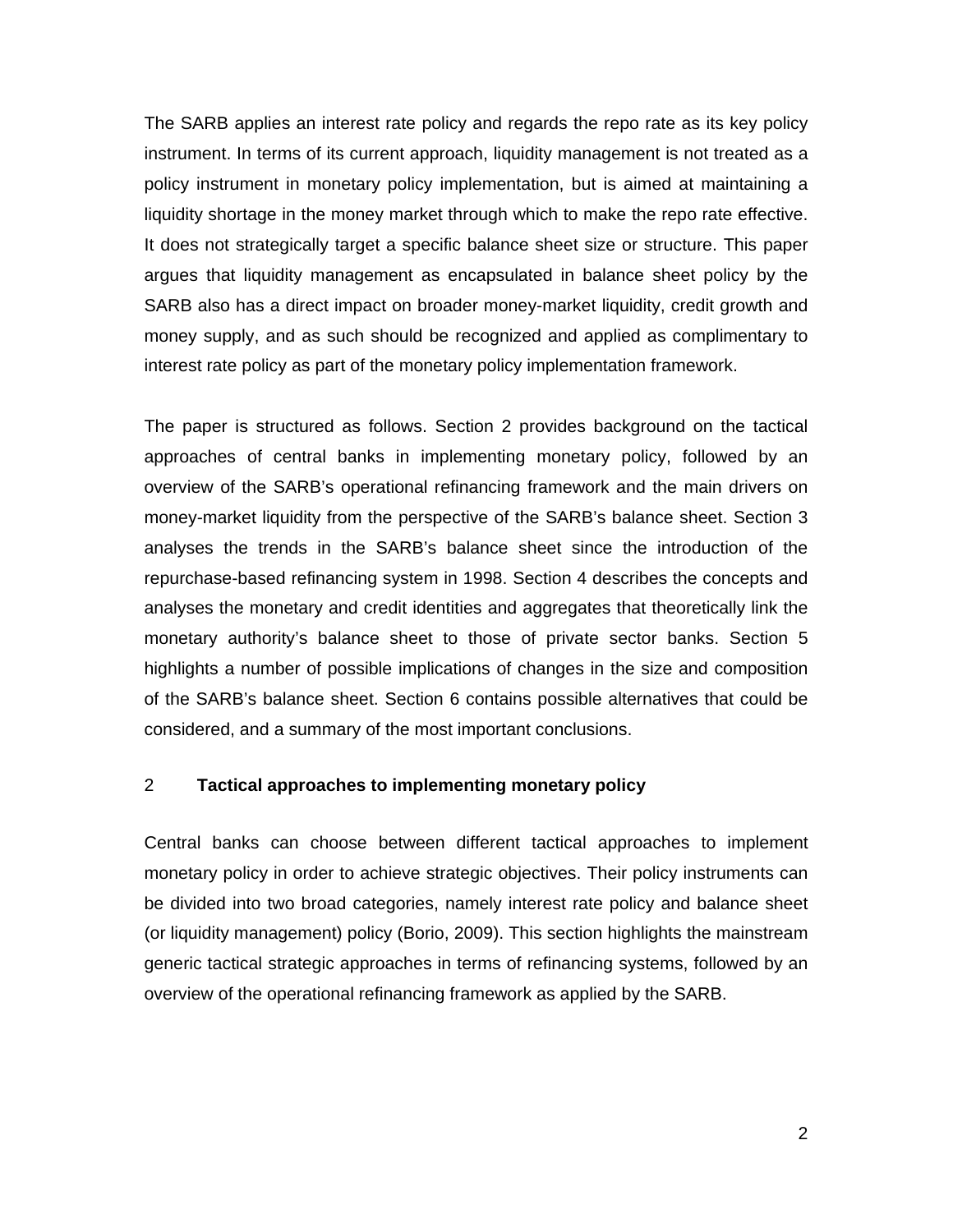The SARB applies an interest rate policy and regards the repo rate as its key policy instrument. In terms of its current approach, liquidity management is not treated as a policy instrument in monetary policy implementation, but is aimed at maintaining a liquidity shortage in the money market through which to make the repo rate effective. It does not strategically target a specific balance sheet size or structure. This paper argues that liquidity management as encapsulated in balance sheet policy by the SARB also has a direct impact on broader money-market liquidity, credit growth and money supply, and as such should be recognized and applied as complimentary to interest rate policy as part of the monetary policy implementation framework.

The paper is structured as follows. Section 2 provides background on the tactical approaches of central banks in implementing monetary policy, followed by an overview of the SARB's operational refinancing framework and the main drivers on money-market liquidity from the perspective of the SARB's balance sheet. Section 3 analyses the trends in the SARB's balance sheet since the introduction of the repurchase-based refinancing system in 1998. Section 4 describes the concepts and analyses the monetary and credit identities and aggregates that theoretically link the monetary authority's balance sheet to those of private sector banks. Section 5 highlights a number of possible implications of changes in the size and composition of the SARB's balance sheet. Section 6 contains possible alternatives that could be considered, and a summary of the most important conclusions.

## 2 Tactical approaches to implementing monetary policy

Central banks can choose between different tactical approaches to implement monetary policy in order to achieve strategic objectives. Their policy instruments can be divided into two broad categories, namely interest rate policy and balance sheet (or liquidity management) policy (Borio, 2009). This section highlights the mainstream generic tactical strategic approaches in terms of refinancing systems, followed by an overview of the operational refinancing framework as applied by the SARB.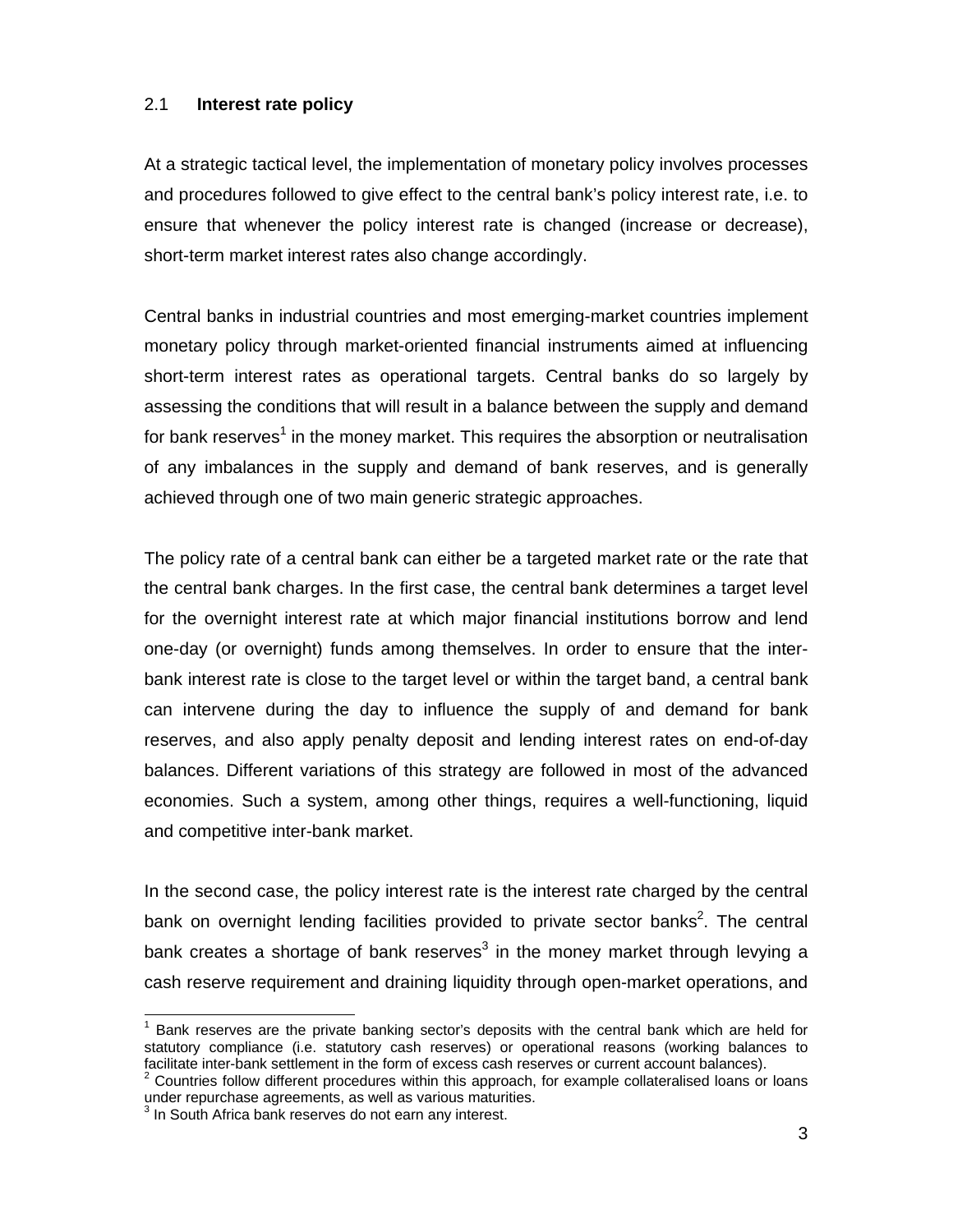## 2.1 Interest rate policy

At a strategic tactical level, the implementation of monetary policy involves processes and procedures followed to give effect to the central bank's policy interest rate, i.e. to ensure that whenever the policy interest rate is changed (increase or decrease), short-term market interest rates also change accordingly.

Central banks in industrial countries and most emerging-market countries implement monetary policy through market-oriented financial instruments aimed at influencing short-term interest rates as operational targets. Central banks do so largely by assessing the conditions that will result in a balance between the supply and demand for bank reserves[1] in the money market. This requires the absorption or neutralisation of any imbalances in the supply and demand of bank reserves, and is generally achieved through one of two main generic strategic approaches.

The policy rate of a central bank can either be a targeted market rate or the rate that the central bank charges. In the first case, the central bank determines a target level for the overnight interest rate at which major financial institutions borrow and lend one-day (or overnight) funds among themselves. In order to ensure that the inter-bank interest rate is close to the target level or within the target band, a central bank can intervene during the day to influence the supply of and demand for bank reserves, and also apply penalty deposit and lending interest rates on end-of-day balances. Different variations of this strategy are followed in most of the advanced economies. Such a system, among other things, requires a well-functioning, liquid and competitive inter-bank market.

In the second case, the policy interest rate is the interest rate charged by the central bank on overnight lending facilities provided to private sector banks[2]. The central bank creates a shortage of bank reserves[3] in the money market through levying a cash reserve requirement and draining liquidity through open-market operations, and

---

[1] Bank reserves are the private banking sector's deposits with the central bank which are held for statutory compliance (i.e. statutory cash reserves) or operational reasons (working balances to facilitate inter-bank settlement in the form of excess cash reserves or current account balances).

[2] Countries follow different procedures within this approach, for example collateralised loans or loans under repurchase agreements, as well as various maturities.

[3] In South Africa bank reserves do not earn any interest.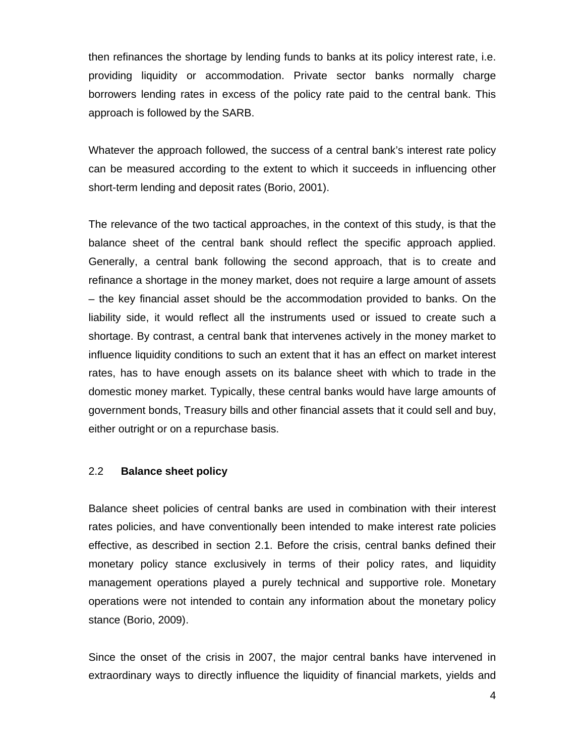then refinances the shortage by lending funds to banks at its policy interest rate, i.e. providing liquidity or accommodation. Private sector banks normally charge borrowers lending rates in excess of the policy rate paid to the central bank. This approach is followed by the SARB.

Whatever the approach followed, the success of a central bank's interest rate policy can be measured according to the extent to which it succeeds in influencing other short-term lending and deposit rates (Borio, 2001).

The relevance of the two tactical approaches, in the context of this study, is that the balance sheet of the central bank should reflect the specific approach applied. Generally, a central bank following the second approach, that is to create and refinance a shortage in the money market, does not require a large amount of assets – the key financial asset should be the accommodation provided to banks. On the liability side, it would reflect all the instruments used or issued to create such a shortage. By contrast, a central bank that intervenes actively in the money market to influence liquidity conditions to such an extent that it has an effect on market interest rates, has to have enough assets on its balance sheet with which to trade in the domestic money market. Typically, these central banks would have large amounts of government bonds, Treasury bills and other financial assets that it could sell and buy, either outright or on a repurchase basis.

## 2.2 **Balance sheet policy**

Balance sheet policies of central banks are used in combination with their interest rates policies, and have conventionally been intended to make interest rate policies effective, as described in section 2.1. Before the crisis, central banks defined their monetary policy stance exclusively in terms of their policy rates, and liquidity management operations played a purely technical and supportive role. Monetary operations were not intended to contain any information about the monetary policy stance (Borio, 2009).

Since the onset of the crisis in 2007, the major central banks have intervened in extraordinary ways to directly influence the liquidity of financial markets, yields and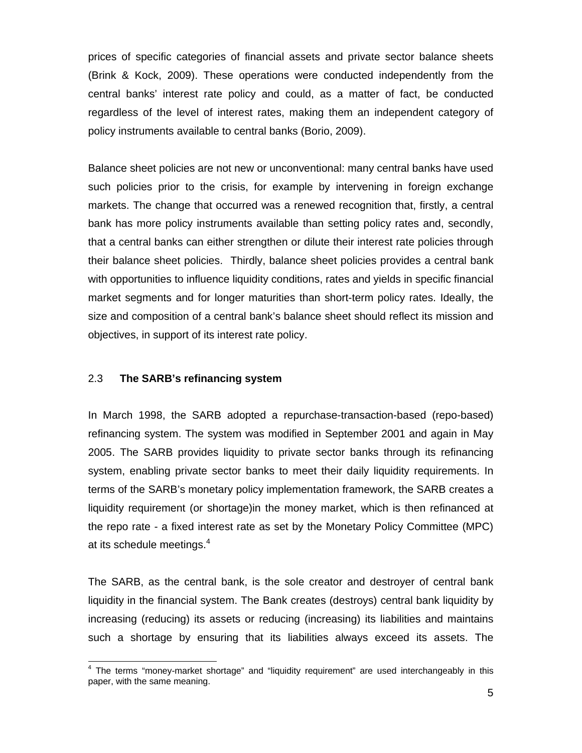prices of specific categories of financial assets and private sector balance sheets (Brink & Kock, 2009). These operations were conducted independently from the central banks' interest rate policy and could, as a matter of fact, be conducted regardless of the level of interest rates, making them an independent category of policy instruments available to central banks (Borio, 2009).

Balance sheet policies are not new or unconventional: many central banks have used such policies prior to the crisis, for example by intervening in foreign exchange markets. The change that occurred was a renewed recognition that, firstly, a central bank has more policy instruments available than setting policy rates and, secondly, that a central banks can either strengthen or dilute their interest rate policies through their balance sheet policies. Thirdly, balance sheet policies provides a central bank with opportunities to influence liquidity conditions, rates and yields in specific financial market segments and for longer maturities than short-term policy rates. Ideally, the size and composition of a central bank's balance sheet should reflect its mission and objectives, in support of its interest rate policy.

## 2.3 **The SARB's refinancing system**

In March 1998, the SARB adopted a repurchase-transaction-based (repo-based) refinancing system. The system was modified in September 2001 and again in May 2005. The SARB provides liquidity to private sector banks through its refinancing system, enabling private sector banks to meet their daily liquidity requirements. In terms of the SARB's monetary policy implementation framework, the SARB creates a liquidity requirement (or shortage)in the money market, which is then refinanced at the repo rate - a fixed interest rate as set by the Monetary Policy Committee (MPC) at its schedule meetings.[4]

The SARB, as the central bank, is the sole creator and destroyer of central bank liquidity in the financial system. The Bank creates (destroys) central bank liquidity by increasing (reducing) its assets or reducing (increasing) its liabilities and maintains such a shortage by ensuring that its liabilities always exceed its assets. The

[4] The terms "money-market shortage" and "liquidity requirement" are used interchangeably in this paper, with the same meaning.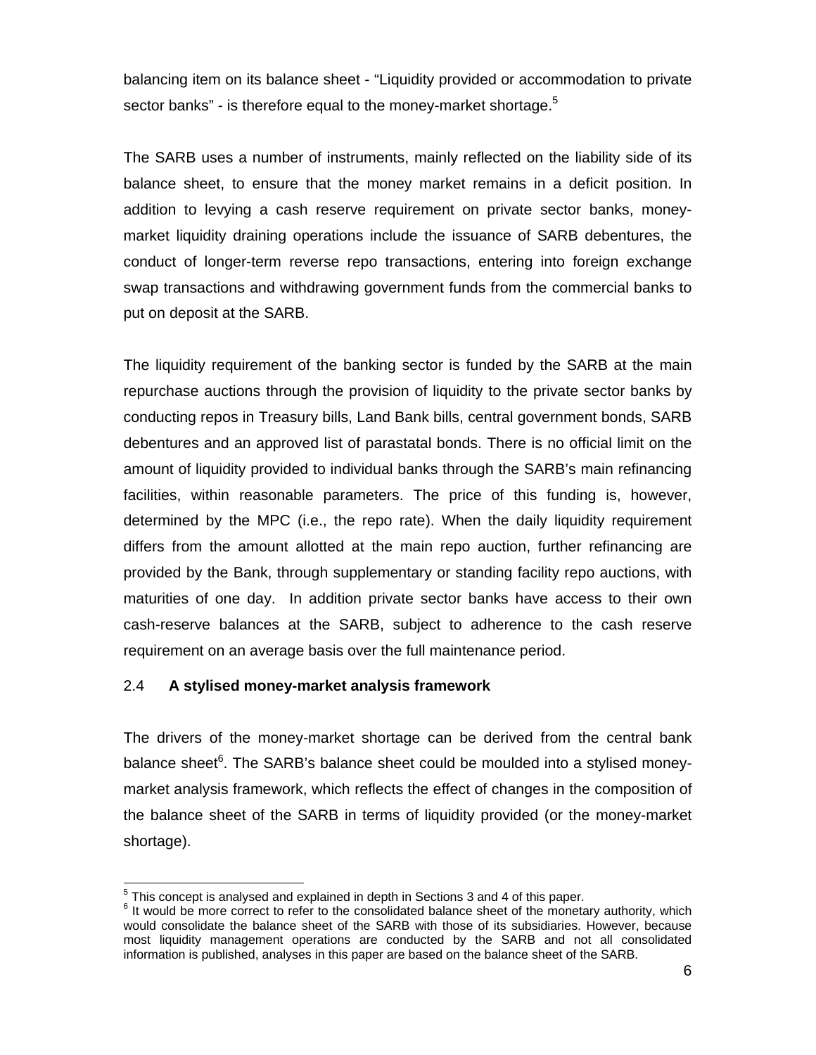balancing item on its balance sheet - "Liquidity provided or accommodation to private sector banks" - is therefore equal to the money-market shortage.[5]

The SARB uses a number of instruments, mainly reflected on the liability side of its balance sheet, to ensure that the money market remains in a deficit position. In addition to levying a cash reserve requirement on private sector banks, money-market liquidity draining operations include the issuance of SARB debentures, the conduct of longer-term reverse repo transactions, entering into foreign exchange swap transactions and withdrawing government funds from the commercial banks to put on deposit at the SARB.

The liquidity requirement of the banking sector is funded by the SARB at the main repurchase auctions through the provision of liquidity to the private sector banks by conducting repos in Treasury bills, Land Bank bills, central government bonds, SARB debentures and an approved list of parastatal bonds. There is no official limit on the amount of liquidity provided to individual banks through the SARB's main refinancing facilities, within reasonable parameters. The price of this funding is, however, determined by the MPC (i.e., the repo rate). When the daily liquidity requirement differs from the amount allotted at the main repo auction, further refinancing are provided by the Bank, through supplementary or standing facility repo auctions, with maturities of one day. In addition private sector banks have access to their own cash-reserve balances at the SARB, subject to adherence to the cash reserve requirement on an average basis over the full maintenance period.

## 2.4 A stylised money-market analysis framework

The drivers of the money-market shortage can be derived from the central bank balance sheet[6]. The SARB's balance sheet could be moulded into a stylised money-market analysis framework, which reflects the effect of changes in the composition of the balance sheet of the SARB in terms of liquidity provided (or the money-market shortage).

---

[5] This concept is analysed and explained in depth in Sections 3 and 4 of this paper.

[6] It would be more correct to refer to the consolidated balance sheet of the monetary authority, which would consolidate the balance sheet of the SARB with those of its subsidiaries. However, because most liquidity management operations are conducted by the SARB and not all consolidated information is published, analyses in this paper are based on the balance sheet of the SARB.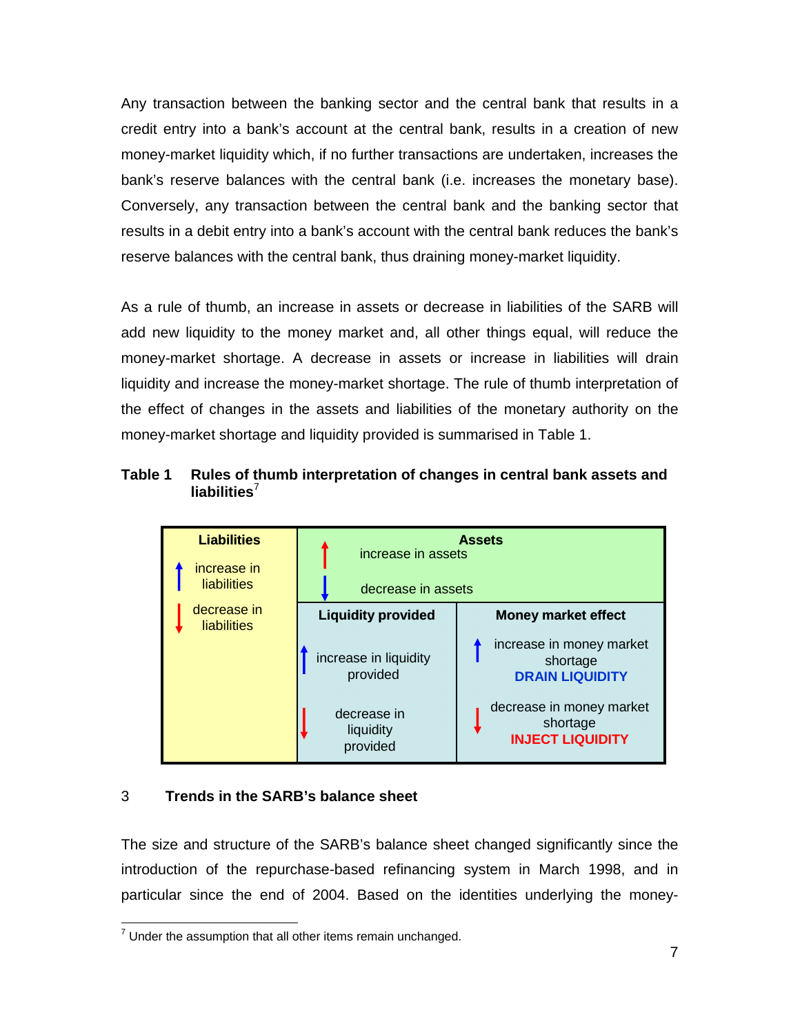Any transaction between the banking sector and the central bank that results in a credit entry into a bank's account at the central bank, results in a creation of new money-market liquidity which, if no further transactions are undertaken, increases the bank's reserve balances with the central bank (i.e. increases the monetary base). Conversely, any transaction between the central bank and the banking sector that results in a debit entry into a bank's account with the central bank reduces the bank's reserve balances with the central bank, thus draining money-market liquidity.

As a rule of thumb, an increase in assets or decrease in liabilities of the SARB will add new liquidity to the money market and, all other things equal, will reduce the money-market shortage. A decrease in assets or increase in liabilities will drain liquidity and increase the money-market shortage. The rule of thumb interpretation of the effect of changes in the assets and liabilities of the monetary authority on the money-market shortage and liquidity provided is summarised in Table 1.

**Table 1 Rules of thumb interpretation of changes in central bank assets and liabilities**[7]

| Liabilities | Assets: ↑ increase in assets | Assets: ↓ decrease in assets |
|---|---|---|
| ↑ increase in liabilities | | ↑ increase in money market shortage **DRAIN LIQUIDITY** |
| ↓ decrease in liabilities | ↓ decrease in money market shortage **INJECT LIQUIDITY** | |

| Liquidity provided | Money market effect |
|---|---|
| ↑ increase in liquidity provided | ↑ increase in money market shortage **DRAIN LIQUIDITY** |
| ↓ decrease in liquidity provided | ↓ decrease in money market shortage **INJECT LIQUIDITY** |

## 3 Trends in the SARB's balance sheet

The size and structure of the SARB's balance sheet changed significantly since the introduction of the repurchase-based refinancing system in March 1998, and in particular since the end of 2004. Based on the identities underlying the money-

[7] Under the assumption that all other items remain unchanged.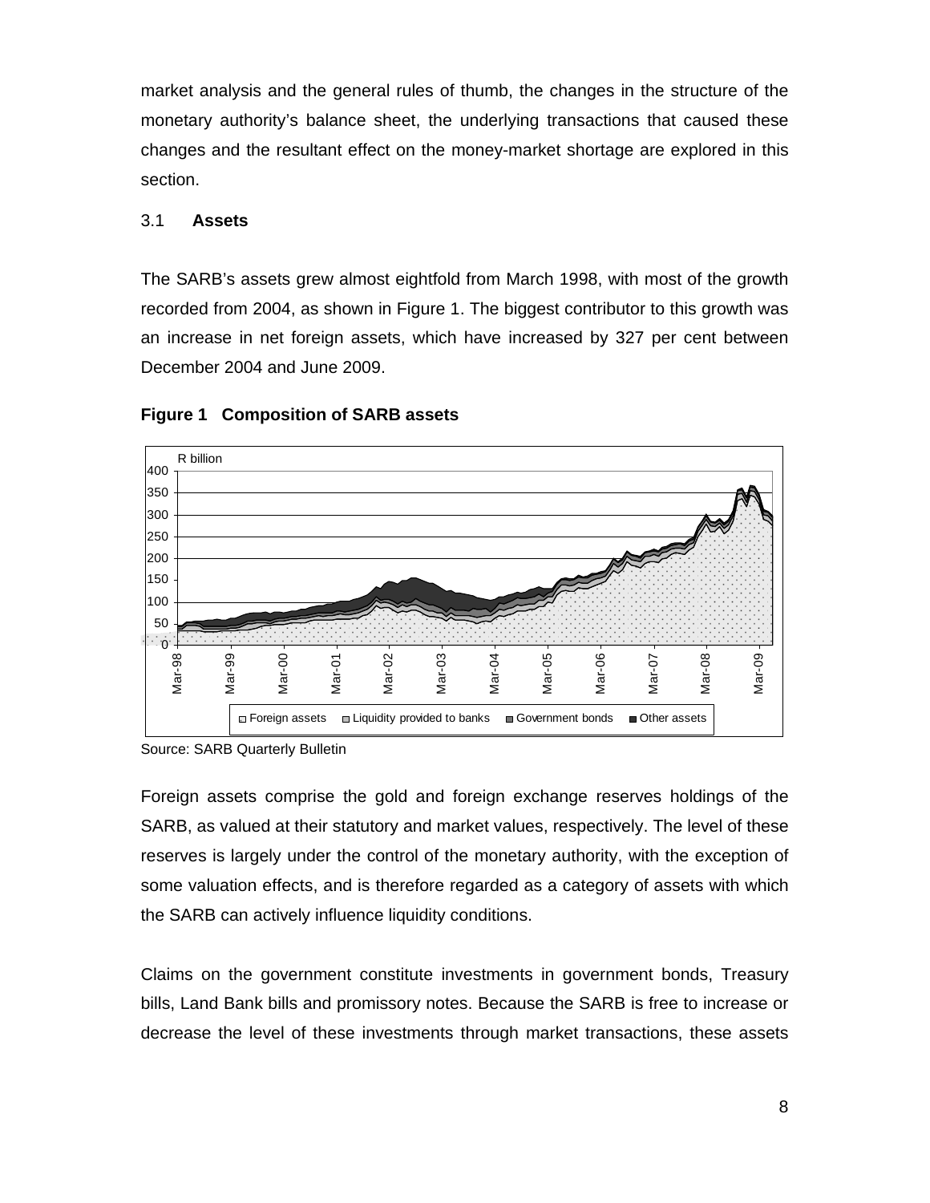market analysis and the general rules of thumb, the changes in the structure of the monetary authority's balance sheet, the underlying transactions that caused these changes and the resultant effect on the money-market shortage are explored in this section.

### 3.1 Assets

The SARB's assets grew almost eightfold from March 1998, with most of the growth recorded from 2004, as shown in Figure 1. The biggest contributor to this growth was an increase in net foreign assets, which have increased by 327 per cent between December 2004 and June 2009.

**Figure 1 Composition of SARB assets**

Source: SARB Quarterly Bulletin

Foreign assets comprise the gold and foreign exchange reserves holdings of the SARB, as valued at their statutory and market values, respectively. The level of these reserves is largely under the control of the monetary authority, with the exception of some valuation effects, and is therefore regarded as a category of assets with which the SARB can actively influence liquidity conditions.

Claims on the government constitute investments in government bonds, Treasury bills, Land Bank bills and promissory notes. Because the SARB is free to increase or decrease the level of these investments through market transactions, these assets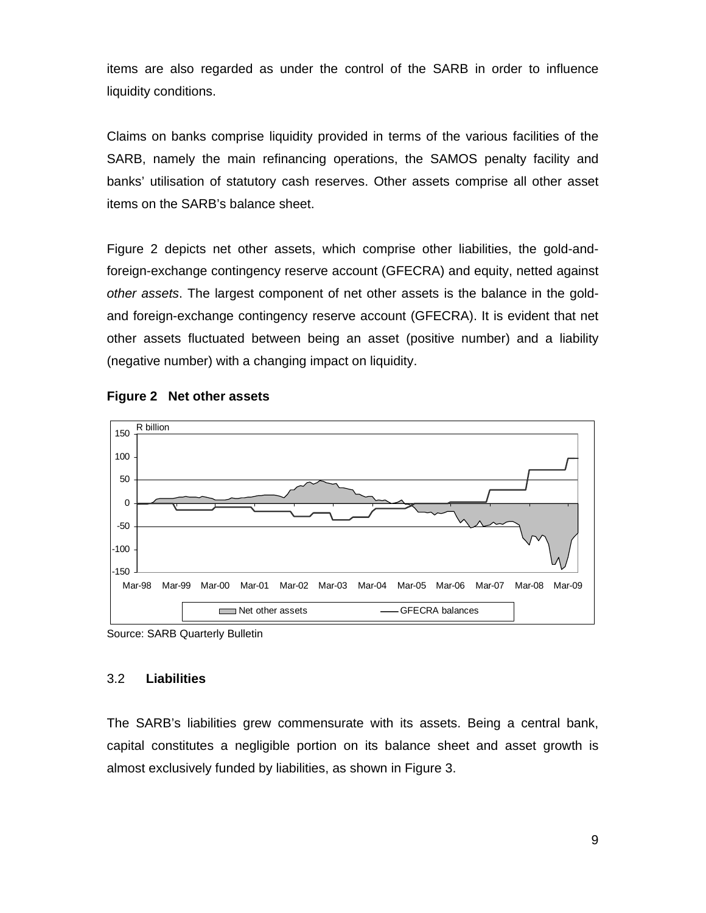items are also regarded as under the control of the SARB in order to influence liquidity conditions.

Claims on banks comprise liquidity provided in terms of the various facilities of the SARB, namely the main refinancing operations, the SAMOS penalty facility and banks' utilisation of statutory cash reserves. Other assets comprise all other asset items on the SARB's balance sheet.

Figure 2 depicts net other assets, which comprise other liabilities, the gold-and-foreign-exchange contingency reserve account (GFECRA) and equity, netted against *other assets*. The largest component of net other assets is the balance in the gold- and foreign-exchange contingency reserve account (GFECRA). It is evident that net other assets fluctuated between being an asset (positive number) and a liability (negative number) with a changing impact on liquidity.

**Figure 2 Net other assets**

Source: SARB Quarterly Bulletin

### 3.2 **Liabilities**

The SARB's liabilities grew commensurate with its assets. Being a central bank, capital constitutes a negligible portion on its balance sheet and asset growth is almost exclusively funded by liabilities, as shown in Figure 3.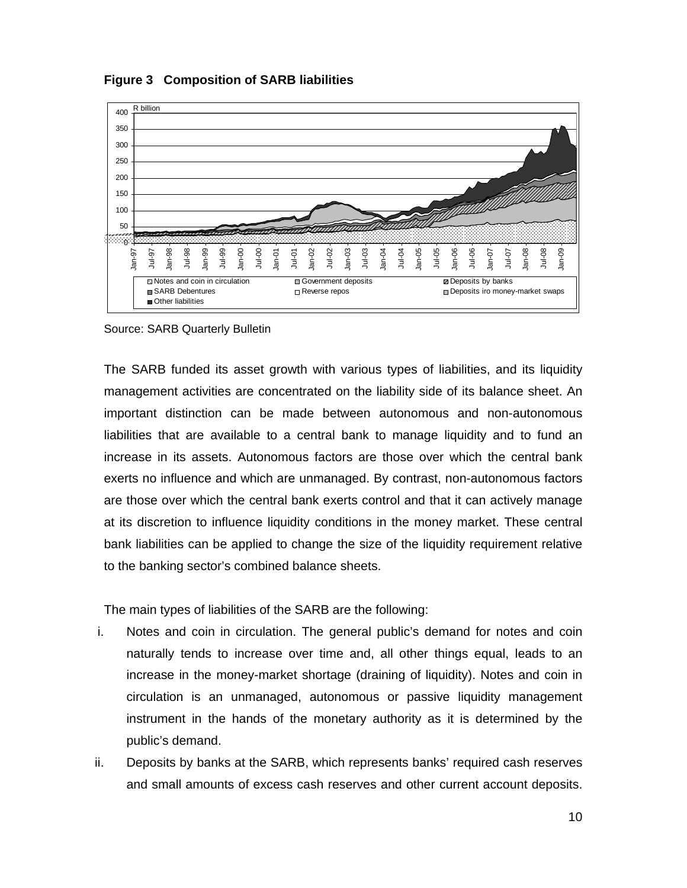**Figure 3 Composition of SARB liabilities**

Source: SARB Quarterly Bulletin

The SARB funded its asset growth with various types of liabilities, and its liquidity management activities are concentrated on the liability side of its balance sheet. An important distinction can be made between autonomous and non-autonomous liabilities that are available to a central bank to manage liquidity and to fund an increase in its assets. Autonomous factors are those over which the central bank exerts no influence and which are unmanaged. By contrast, non-autonomous factors are those over which the central bank exerts control and that it can actively manage at its discretion to influence liquidity conditions in the money market. These central bank liabilities can be applied to change the size of the liquidity requirement relative to the banking sector's combined balance sheets.

The main types of liabilities of the SARB are the following:

i. Notes and coin in circulation. The general public's demand for notes and coin naturally tends to increase over time and, all other things equal, leads to an increase in the money-market shortage (draining of liquidity). Notes and coin in circulation is an unmanaged, autonomous or passive liquidity management instrument in the hands of the monetary authority as it is determined by the public's demand.

ii. Deposits by banks at the SARB, which represents banks' required cash reserves and small amounts of excess cash reserves and other current account deposits.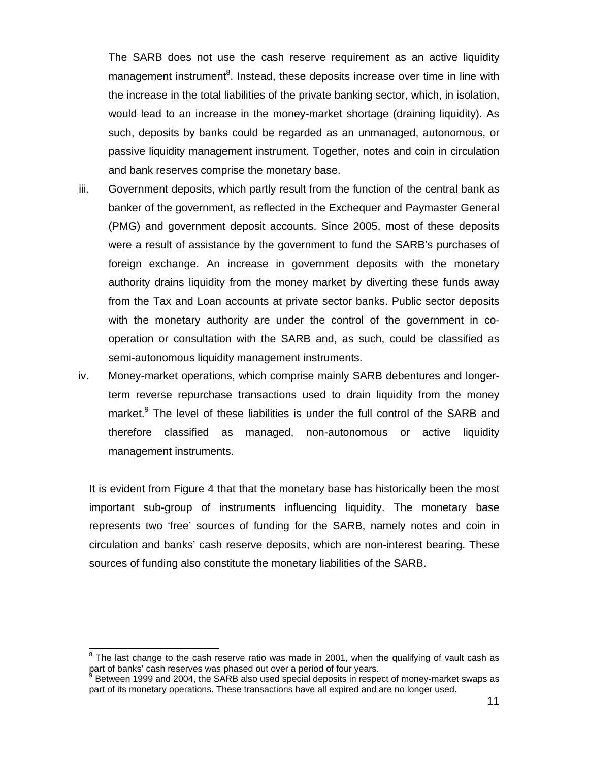The SARB does not use the cash reserve requirement as an active liquidity management instrument[8]. Instead, these deposits increase over time in line with the increase in the total liabilities of the private banking sector, which, in isolation, would lead to an increase in the money-market shortage (draining liquidity). As such, deposits by banks could be regarded as an unmanaged, autonomous, or passive liquidity management instrument. Together, notes and coin in circulation and bank reserves comprise the monetary base.

iii. Government deposits, which partly result from the function of the central bank as banker of the government, as reflected in the Exchequer and Paymaster General (PMG) and government deposit accounts. Since 2005, most of these deposits were a result of assistance by the government to fund the SARB's purchases of foreign exchange. An increase in government deposits with the monetary authority drains liquidity from the money market by diverting these funds away from the Tax and Loan accounts at private sector banks. Public sector deposits with the monetary authority are under the control of the government in co-operation or consultation with the SARB and, as such, could be classified as semi-autonomous liquidity management instruments.

iv. Money-market operations, which comprise mainly SARB debentures and longer-term reverse repurchase transactions used to drain liquidity from the money market.[9] The level of these liabilities is under the full control of the SARB and therefore classified as managed, non-autonomous or active liquidity management instruments.

It is evident from Figure 4 that that the monetary base has historically been the most important sub-group of instruments influencing liquidity. The monetary base represents two 'free' sources of funding for the SARB, namely notes and coin in circulation and banks' cash reserve deposits, which are non-interest bearing. These sources of funding also constitute the monetary liabilities of the SARB.

---

[8] The last change to the cash reserve ratio was made in 2001, when the qualifying of vault cash as part of banks' cash reserves was phased out over a period of four years.

[9] Between 1999 and 2004, the SARB also used special deposits in respect of money-market swaps as part of its monetary operations. These transactions have all expired and are no longer used.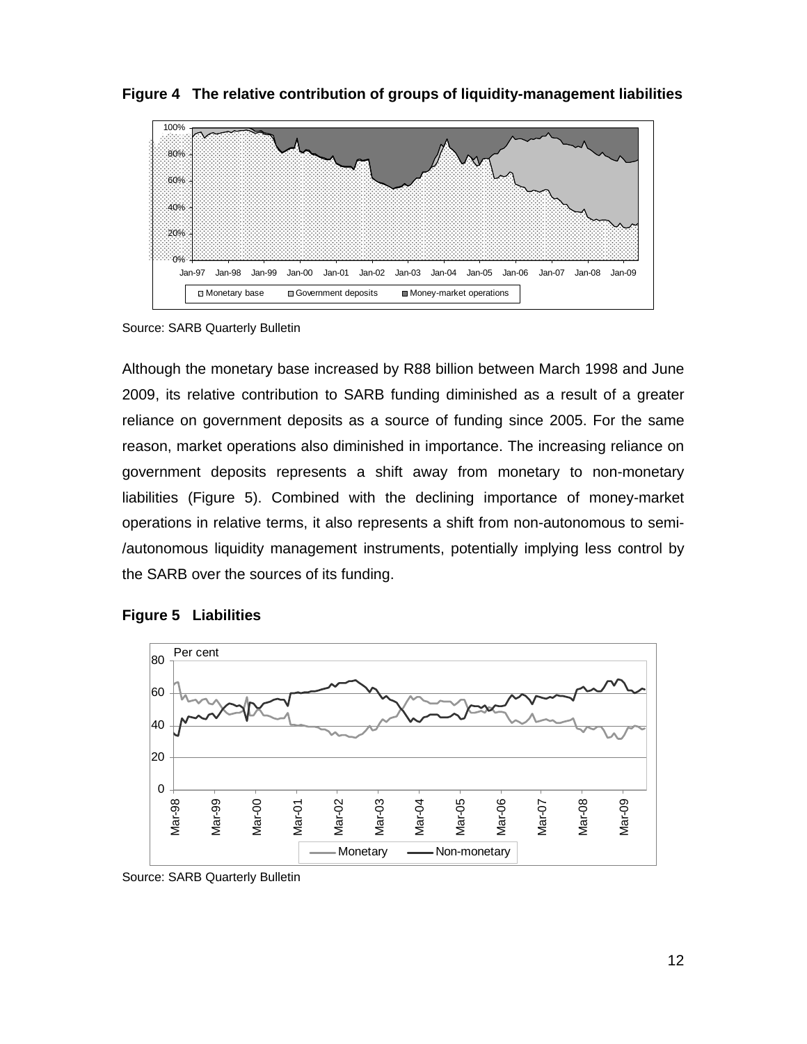**Figure 4 The relative contribution of groups of liquidity-management liabilities**

Source: SARB Quarterly Bulletin

Although the monetary base increased by R88 billion between March 1998 and June 2009, its relative contribution to SARB funding diminished as a result of a greater reliance on government deposits as a source of funding since 2005. For the same reason, market operations also diminished in importance. The increasing reliance on government deposits represents a shift away from monetary to non-monetary liabilities (Figure 5). Combined with the declining importance of money-market operations in relative terms, it also represents a shift from non-autonomous to semi-/autonomous liquidity management instruments, potentially implying less control by the SARB over the sources of its funding.

**Figure 5 Liabilities**

Source: SARB Quarterly Bulletin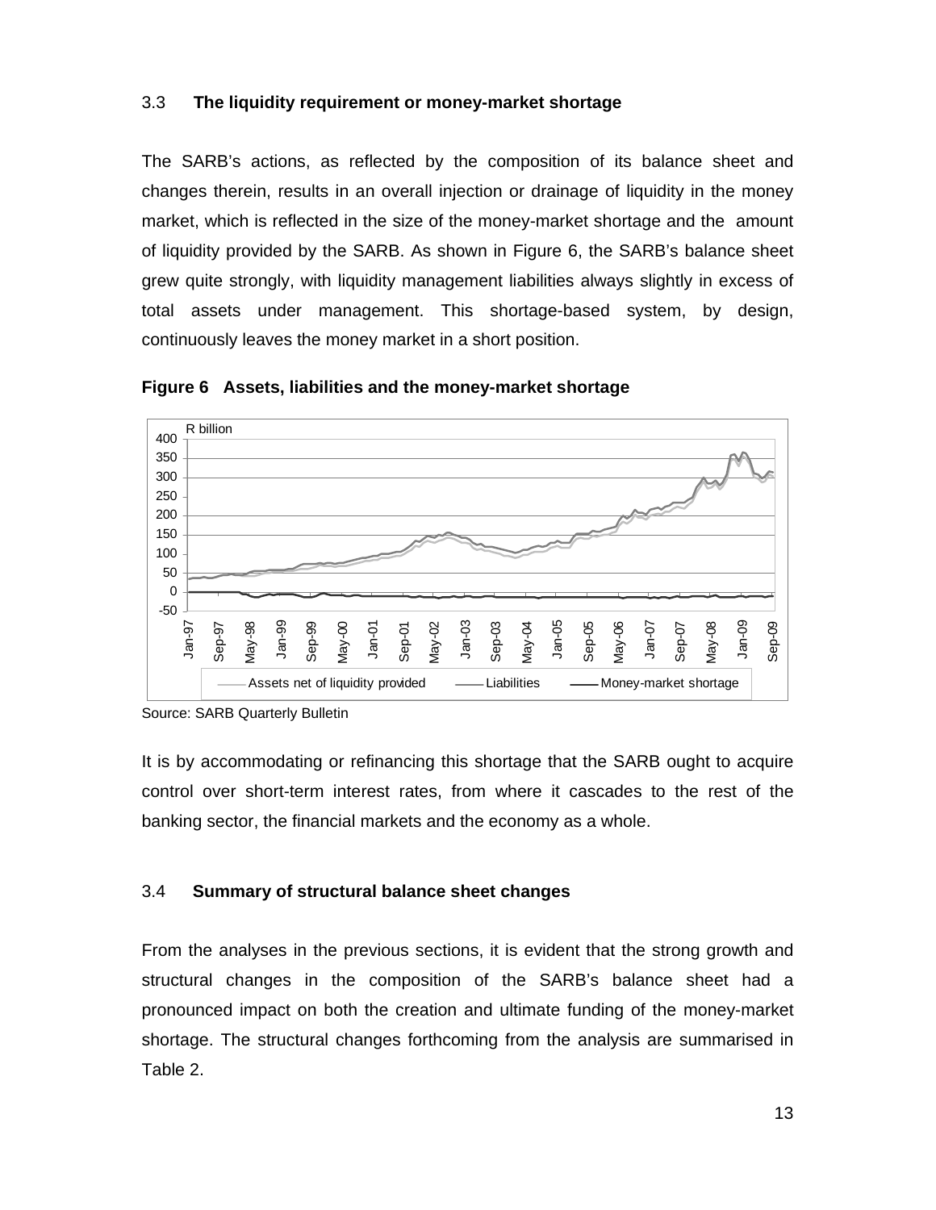### 3.3 The liquidity requirement or money-market shortage

The SARB's actions, as reflected by the composition of its balance sheet and changes therein, results in an overall injection or drainage of liquidity in the money market, which is reflected in the size of the money-market shortage and the amount of liquidity provided by the SARB. As shown in Figure 6, the SARB's balance sheet grew quite strongly, with liquidity management liabilities always slightly in excess of total assets under management. This shortage-based system, by design, continuously leaves the money market in a short position.

**Figure 6 Assets, liabilities and the money-market shortage**

Source: SARB Quarterly Bulletin

It is by accommodating or refinancing this shortage that the SARB ought to acquire control over short-term interest rates, from where it cascades to the rest of the banking sector, the financial markets and the economy as a whole.

### 3.4 Summary of structural balance sheet changes

From the analyses in the previous sections, it is evident that the strong growth and structural changes in the composition of the SARB's balance sheet had a pronounced impact on both the creation and ultimate funding of the money-market shortage. The structural changes forthcoming from the analysis are summarised in Table 2.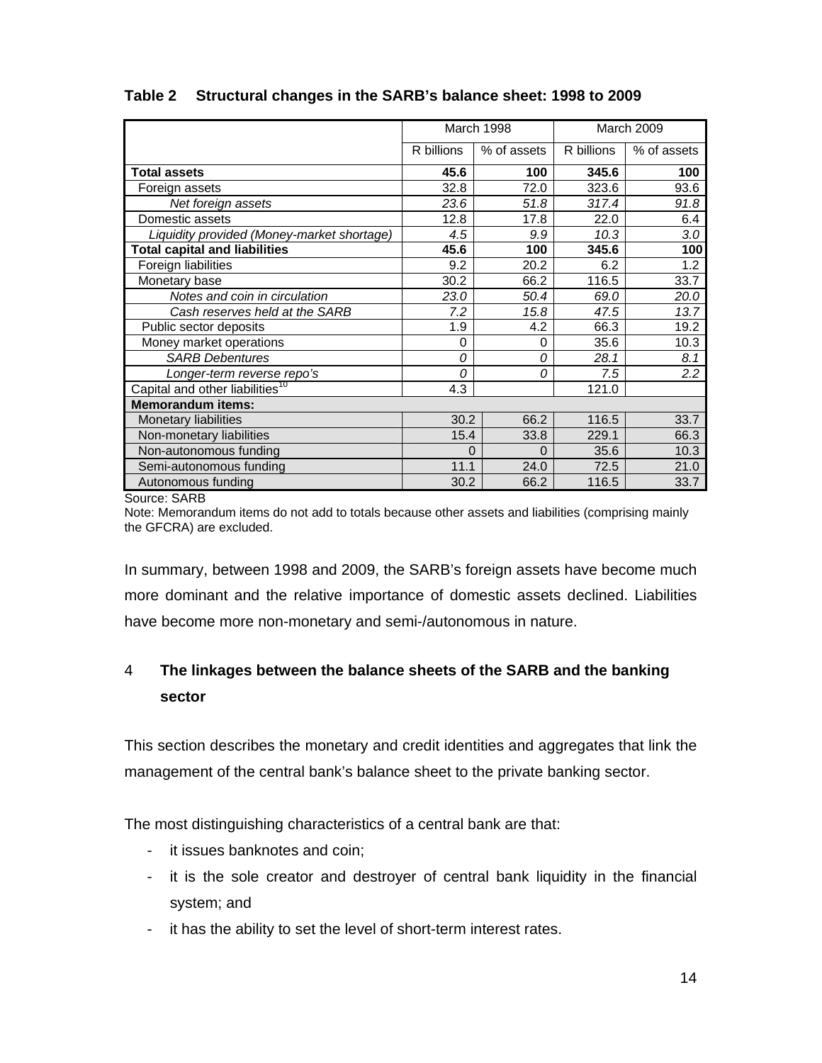**Table 2 Structural changes in the SARB's balance sheet: 1998 to 2009**

| | March 1998 | | March 2009 | |
|---|---|---|---|---|
| | R billions | % of assets | R billions | % of assets |
| **Total assets** | **45.6** | **100** | **345.6** | **100** |
| Foreign assets | 32.8 | 72.0 | 323.6 | 93.6 |
| *Net foreign assets* | *23.6* | *51.8* | *317.4* | *91.8* |
| Domestic assets | 12.8 | 17.8 | 22.0 | 6.4 |
| *Liquidity provided (Money-market shortage)* | *4.5* | *9.9* | *10.3* | *3.0* |
| **Total capital and liabilities** | **45.6** | **100** | **345.6** | **100** |
| Foreign liabilities | 9.2 | 20.2 | 6.2 | 1.2 |
| Monetary base | 30.2 | 66.2 | 116.5 | 33.7 |
| *Notes and coin in circulation* | *23.0* | *50.4* | *69.0* | *20.0* |
| *Cash reserves held at the SARB* | *7.2* | *15.8* | *47.5* | *13.7* |
| Public sector deposits | 1.9 | 4.2 | 66.3 | 19.2 |
| Money market operations | 0 | 0 | 35.6 | 10.3 |
| *SARB Debentures* | *0* | *0* | *28.1* | *8.1* |
| *Longer-term reverse repo's* | *0* | *0* | *7.5* | *2.2* |
| Capital and other liabilities[10] | 4.3 | | 121.0 | |
| **Memorandum items:** | | | | |
| Monetary liabilities | 30.2 | 66.2 | 116.5 | 33.7 |
| Non-monetary liabilities | 15.4 | 33.8 | 229.1 | 66.3 |
| Non-autonomous funding | 0 | 0 | 35.6 | 10.3 |
| Semi-autonomous funding | 11.1 | 24.0 | 72.5 | 21.0 |
| Autonomous funding | 30.2 | 66.2 | 116.5 | 33.7 |

Source: SARB

Note: Memorandum items do not add to totals because other assets and liabilities (comprising mainly the GFCRA) are excluded.

In summary, between 1998 and 2009, the SARB's foreign assets have become much more dominant and the relative importance of domestic assets declined. Liabilities have become more non-monetary and semi-/autonomous in nature.

## 4 The linkages between the balance sheets of the SARB and the banking sector

This section describes the monetary and credit identities and aggregates that link the management of the central bank's balance sheet to the private banking sector.

The most distinguishing characteristics of a central bank are that:

- it issues banknotes and coin;
- it is the sole creator and destroyer of central bank liquidity in the financial system; and
- it has the ability to set the level of short-term interest rates.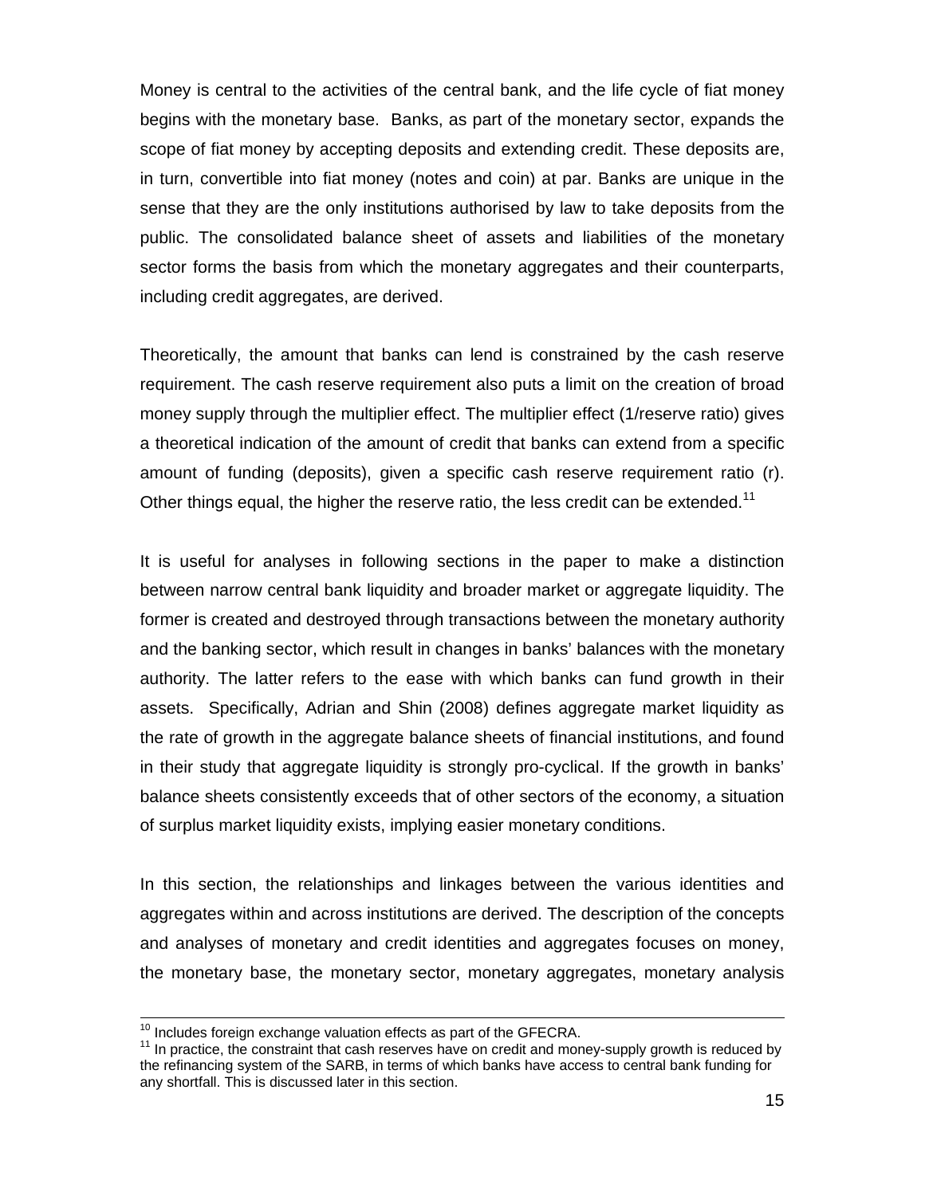Money is central to the activities of the central bank, and the life cycle of fiat money begins with the monetary base. Banks, as part of the monetary sector, expands the scope of fiat money by accepting deposits and extending credit. These deposits are, in turn, convertible into fiat money (notes and coin) at par. Banks are unique in the sense that they are the only institutions authorised by law to take deposits from the public. The consolidated balance sheet of assets and liabilities of the monetary sector forms the basis from which the monetary aggregates and their counterparts, including credit aggregates, are derived.

Theoretically, the amount that banks can lend is constrained by the cash reserve requirement. The cash reserve requirement also puts a limit on the creation of broad money supply through the multiplier effect. The multiplier effect (1/reserve ratio) gives a theoretical indication of the amount of credit that banks can extend from a specific amount of funding (deposits), given a specific cash reserve requirement ratio (r). Other things equal, the higher the reserve ratio, the less credit can be extended.[11]

It is useful for analyses in following sections in the paper to make a distinction between narrow central bank liquidity and broader market or aggregate liquidity. The former is created and destroyed through transactions between the monetary authority and the banking sector, which result in changes in banks' balances with the monetary authority. The latter refers to the ease with which banks can fund growth in their assets. Specifically, Adrian and Shin (2008) defines aggregate market liquidity as the rate of growth in the aggregate balance sheets of financial institutions, and found in their study that aggregate liquidity is strongly pro-cyclical. If the growth in banks' balance sheets consistently exceeds that of other sectors of the economy, a situation of surplus market liquidity exists, implying easier monetary conditions.

In this section, the relationships and linkages between the various identities and aggregates within and across institutions are derived. The description of the concepts and analyses of monetary and credit identities and aggregates focuses on money, the monetary base, the monetary sector, monetary aggregates, monetary analysis

---

[10] Includes foreign exchange valuation effects as part of the GFECRA.

[11] In practice, the constraint that cash reserves have on credit and money-supply growth is reduced by the refinancing system of the SARB, in terms of which banks have access to central bank funding for any shortfall. This is discussed later in this section.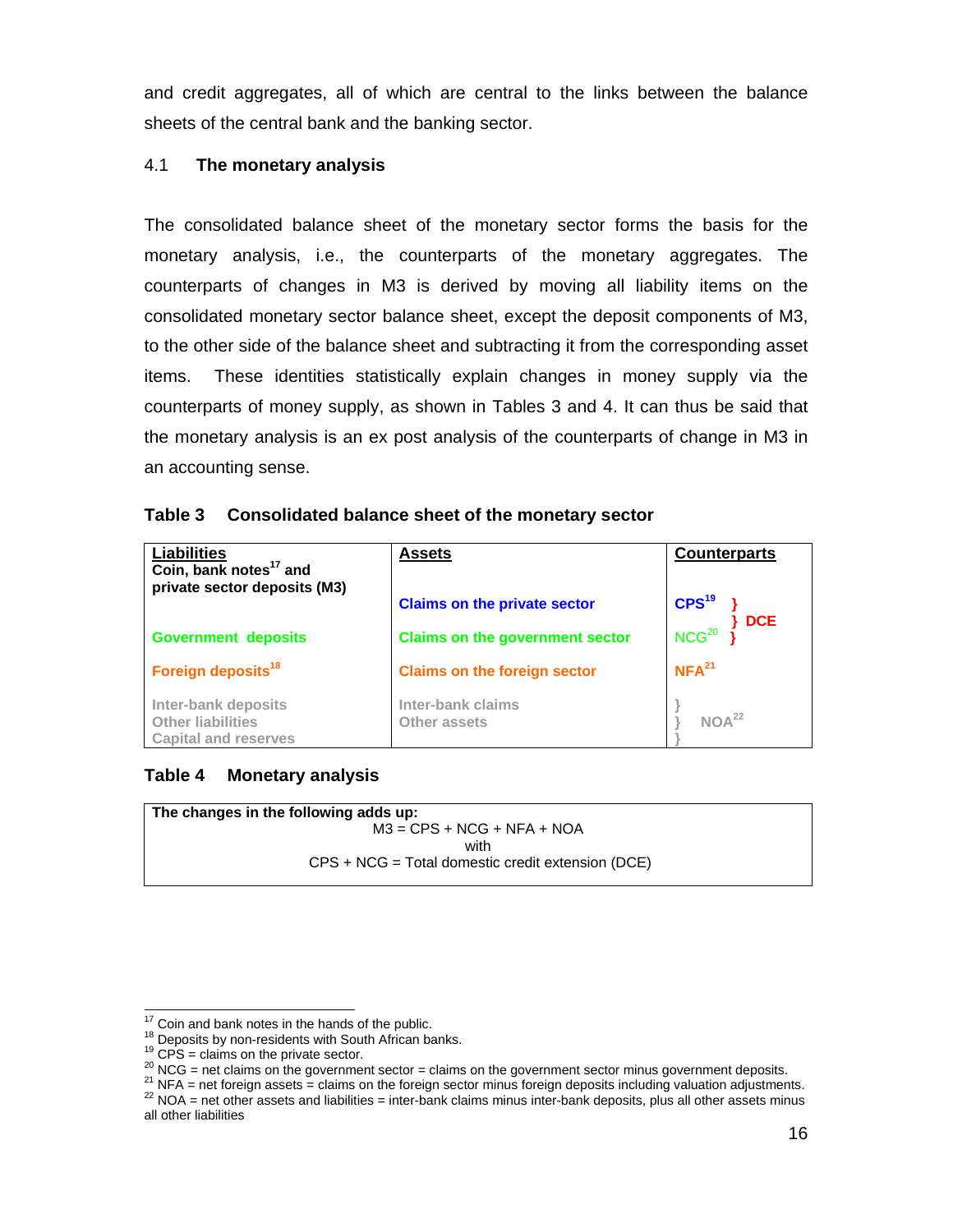and credit aggregates, all of which are central to the links between the balance sheets of the central bank and the banking sector.

### 4.1 The monetary analysis

The consolidated balance sheet of the monetary sector forms the basis for the monetary analysis, i.e., the counterparts of the monetary aggregates. The counterparts of changes in M3 is derived by moving all liability items on the consolidated monetary sector balance sheet, except the deposit components of M3, to the other side of the balance sheet and subtracting it from the corresponding asset items. These identities statistically explain changes in money supply via the counterparts of money supply, as shown in Tables 3 and 4. It can thus be said that the monetary analysis is an ex post analysis of the counterparts of change in M3 in an accounting sense.

**Table 3 Consolidated balance sheet of the monetary sector**

| Liabilities | Assets | Counterparts |
|---|---|---|
| **Coin, bank notes[17] and private sector deposits (M3)** | | |
| | **Claims on the private sector** | **CPS[19]** } DCE |
| **Government deposits** | **Claims on the government sector** | NCG[20] } DCE |
| **Foreign deposits[18]** | **Claims on the foreign sector** | **NFA[21]** |
| Inter-bank deposits<br>Other liabilities<br>Capital and reserves | Inter-bank claims<br>Other assets | NOA[22] |

**Table 4 Monetary analysis**

**The changes in the following adds up:**

M3 = CPS + NCG + NFA + NOA

with

CPS + NCG = Total domestic credit extension (DCE)

---

[17] Coin and bank notes in the hands of the public.
[18] Deposits by non-residents with South African banks.
[19] CPS = claims on the private sector.
[20] NCG = net claims on the government sector = claims on the government sector minus government deposits.
[21] NFA = net foreign assets = claims on the foreign sector minus foreign deposits including valuation adjustments.
[22] NOA = net other assets and liabilities = inter-bank claims minus inter-bank deposits, plus all other assets minus all other liabilities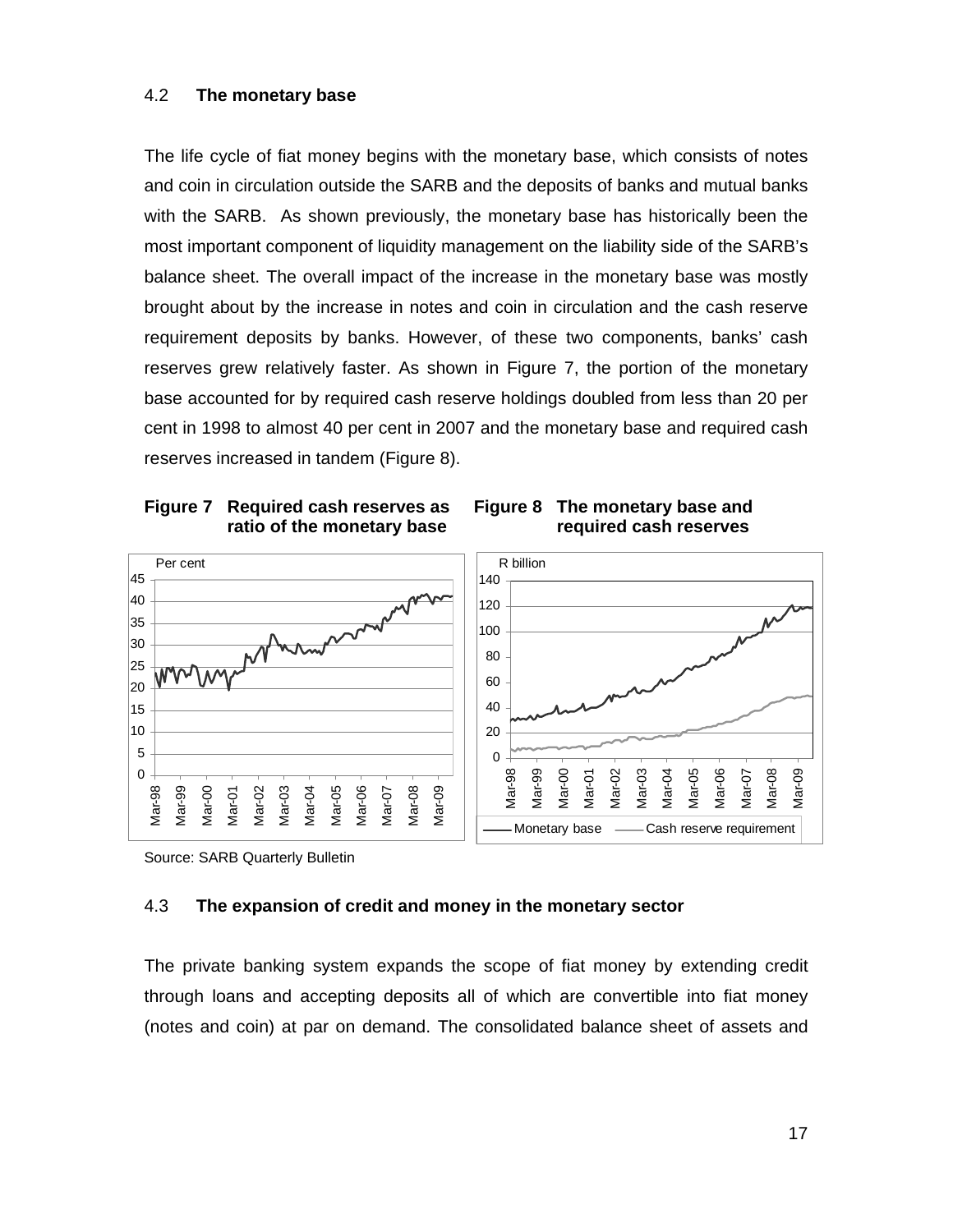### 4.2 The monetary base

The life cycle of fiat money begins with the monetary base, which consists of notes and coin in circulation outside the SARB and the deposits of banks and mutual banks with the SARB. As shown previously, the monetary base has historically been the most important component of liquidity management on the liability side of the SARB's balance sheet. The overall impact of the increase in the monetary base was mostly brought about by the increase in notes and coin in circulation and the cash reserve requirement deposits by banks. However, of these two components, banks' cash reserves grew relatively faster. As shown in Figure 7, the portion of the monetary base accounted for by required cash reserve holdings doubled from less than 20 per cent in 1998 to almost 40 per cent in 2007 and the monetary base and required cash reserves increased in tandem (Figure 8).

**Figure 7 Required cash reserves as ratio of the monetary base**

**Figure 8 The monetary base and required cash reserves**

Source: SARB Quarterly Bulletin

### 4.3 The expansion of credit and money in the monetary sector

The private banking system expands the scope of fiat money by extending credit through loans and accepting deposits all of which are convertible into fiat money (notes and coin) at par on demand. The consolidated balance sheet of assets and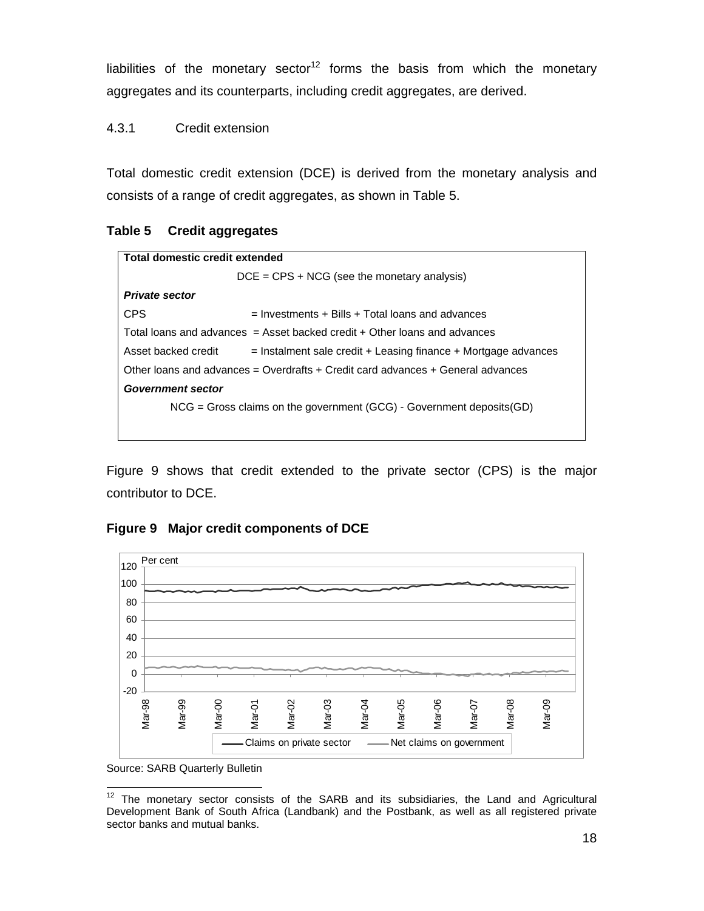liabilities of the monetary sector[12] forms the basis from which the monetary aggregates and its counterparts, including credit aggregates, are derived.

#### 4.3.1 Credit extension

Total domestic credit extension (DCE) is derived from the monetary analysis and consists of a range of credit aggregates, as shown in Table 5.

**Table 5 Credit aggregates**

| **Total domestic credit extended** | |
|---|---|
| | DCE = CPS + NCG (see the monetary analysis) |
| ***Private sector*** | |
| CPS | = Investments + Bills + Total loans and advances |
| Total loans and advances | = Asset backed credit + Other loans and advances |
| Asset backed credit | = Instalment sale credit + Leasing finance + Mortgage advances |
| Other loans and advances | = Overdrafts + Credit card advances + General advances |
| ***Government sector*** | |
| | NCG = Gross claims on the government (GCG) - Government deposits(GD) |

Figure 9 shows that credit extended to the private sector (CPS) is the major contributor to DCE.

**Figure 9 Major credit components of DCE**

Source: SARB Quarterly Bulletin

[12] The monetary sector consists of the SARB and its subsidiaries, the Land and Agricultural Development Bank of South Africa (Landbank) and the Postbank, as well as all registered private sector banks and mutual banks.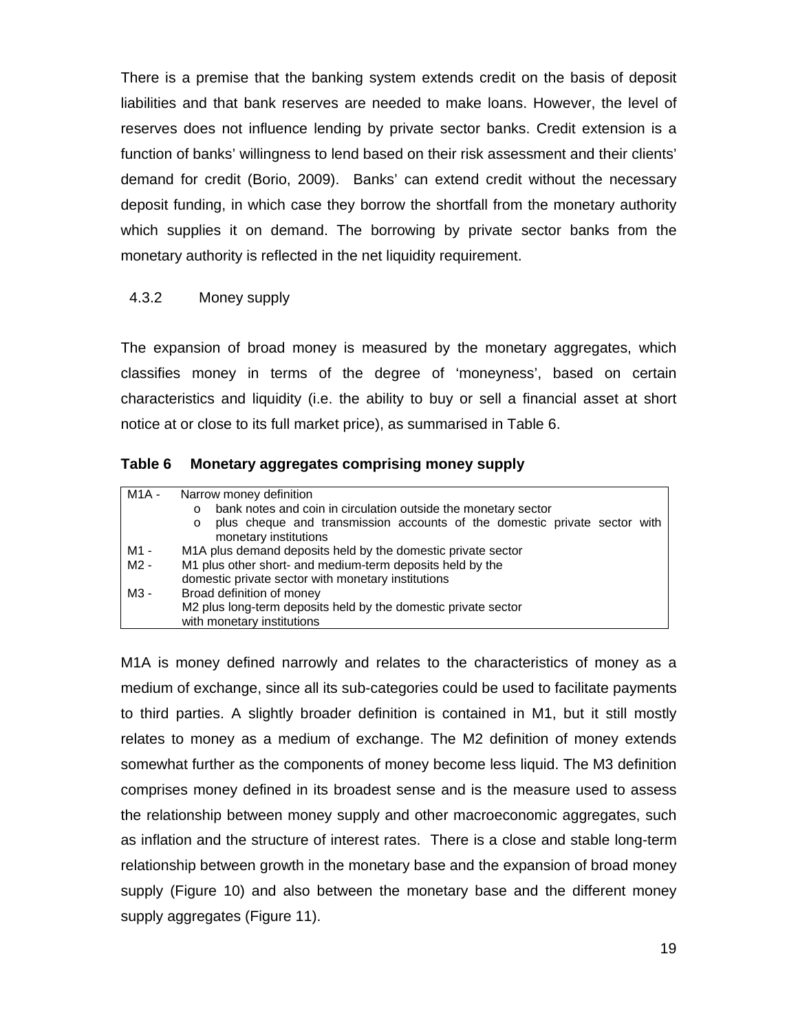There is a premise that the banking system extends credit on the basis of deposit liabilities and that bank reserves are needed to make loans. However, the level of reserves does not influence lending by private sector banks. Credit extension is a function of banks' willingness to lend based on their risk assessment and their clients' demand for credit (Borio, 2009). Banks' can extend credit without the necessary deposit funding, in which case they borrow the shortfall from the monetary authority which supplies it on demand. The borrowing by private sector banks from the monetary authority is reflected in the net liquidity requirement.

### 4.3.2 Money supply

The expansion of broad money is measured by the monetary aggregates, which classifies money in terms of the degree of 'moneyness', based on certain characteristics and liquidity (i.e. the ability to buy or sell a financial asset at short notice at or close to its full market price), as summarised in Table 6.

**Table 6 Monetary aggregates comprising money supply**

| | |
|---|---|
| M1A - | Narrow money definition<br>o bank notes and coin in circulation outside the monetary sector<br>o plus cheque and transmission accounts of the domestic private sector with monetary institutions |
| M1 - | M1A plus demand deposits held by the domestic private sector |
| M2 - | M1 plus other short- and medium-term deposits held by the domestic private sector with monetary institutions |
| M3 - | Broad definition of money<br>M2 plus long-term deposits held by the domestic private sector with monetary institutions |

M1A is money defined narrowly and relates to the characteristics of money as a medium of exchange, since all its sub-categories could be used to facilitate payments to third parties. A slightly broader definition is contained in M1, but it still mostly relates to money as a medium of exchange. The M2 definition of money extends somewhat further as the components of money become less liquid. The M3 definition comprises money defined in its broadest sense and is the measure used to assess the relationship between money supply and other macroeconomic aggregates, such as inflation and the structure of interest rates. There is a close and stable long-term relationship between growth in the monetary base and the expansion of broad money supply (Figure 10) and also between the monetary base and the different money supply aggregates (Figure 11).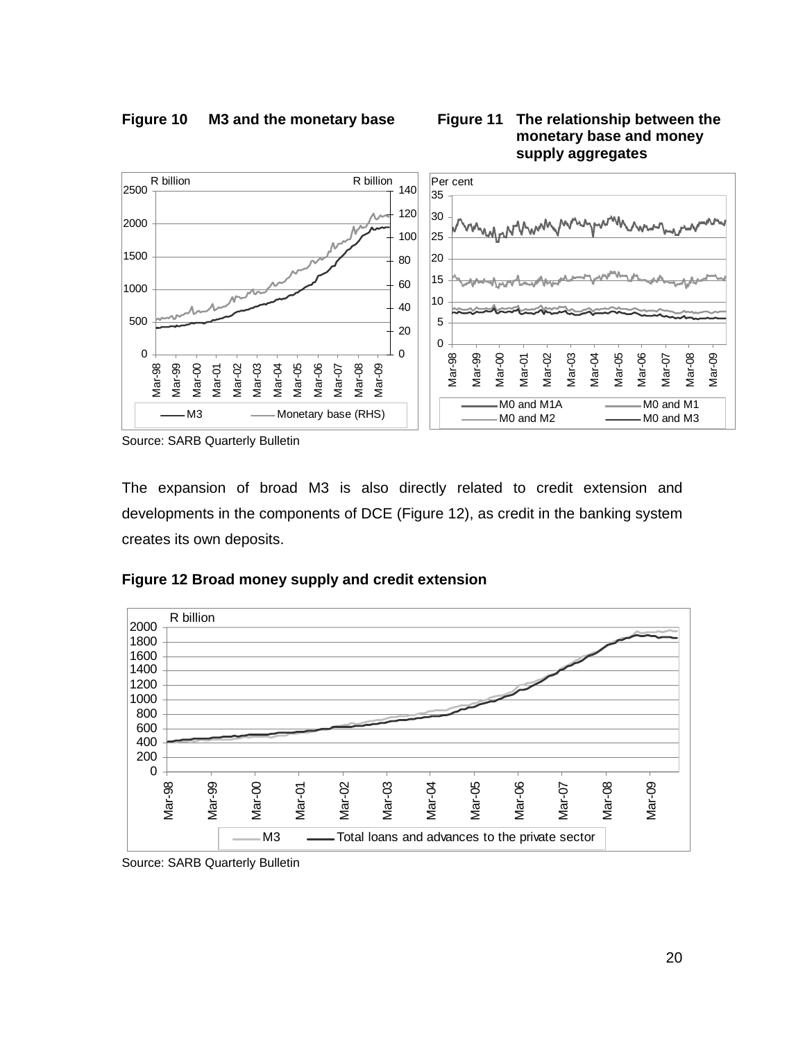**Figure 10 M3 and the monetary base**

**Figure 11 The relationship between the monetary base and money supply aggregates**

Source: SARB Quarterly Bulletin

The expansion of broad M3 is also directly related to credit extension and developments in the components of DCE (Figure 12), as credit in the banking system creates its own deposits.

**Figure 12 Broad money supply and credit extension**

Source: SARB Quarterly Bulletin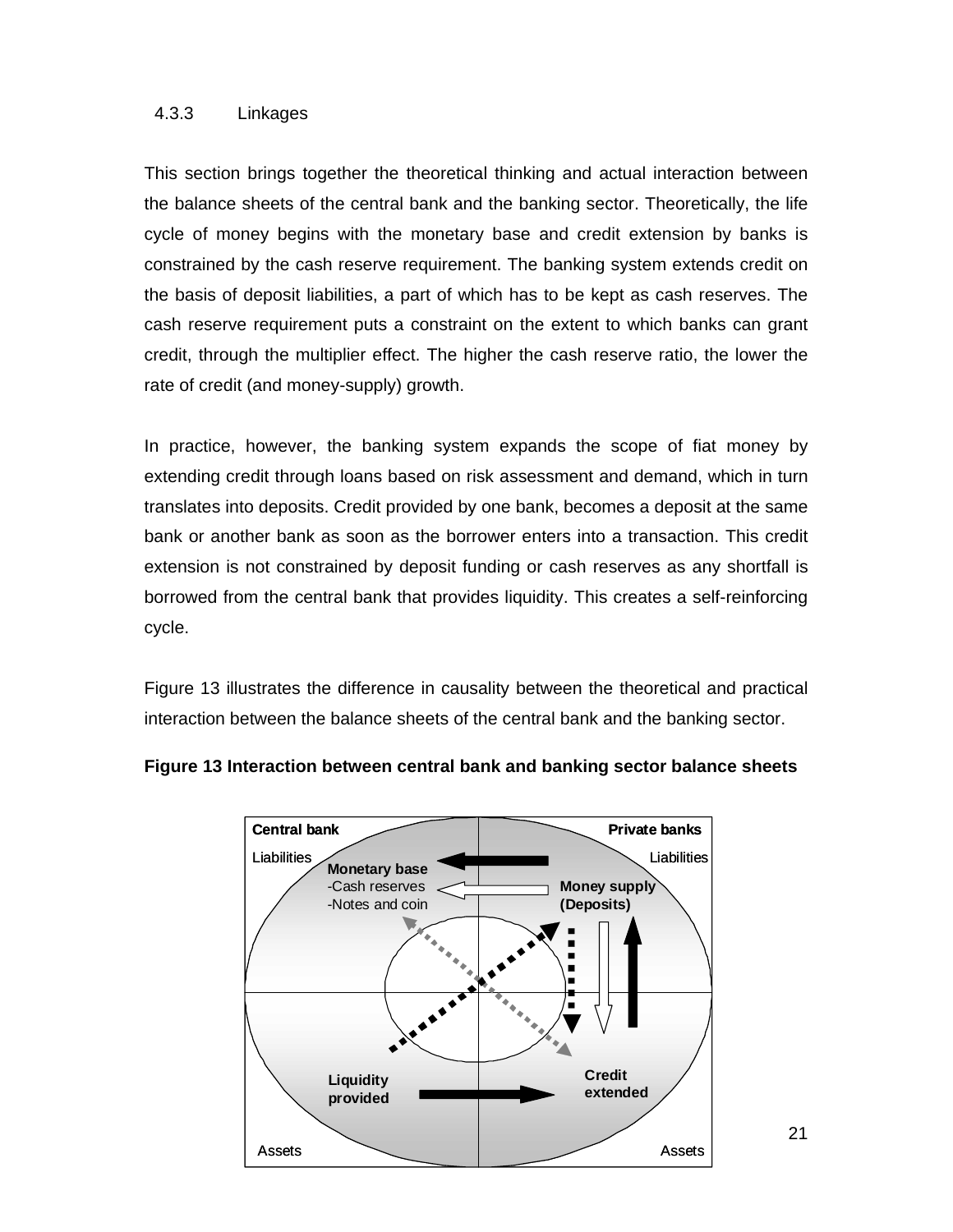### 4.3.3 Linkages

This section brings together the theoretical thinking and actual interaction between the balance sheets of the central bank and the banking sector. Theoretically, the life cycle of money begins with the monetary base and credit extension by banks is constrained by the cash reserve requirement. The banking system extends credit on the basis of deposit liabilities, a part of which has to be kept as cash reserves. The cash reserve requirement puts a constraint on the extent to which banks can grant credit, through the multiplier effect. The higher the cash reserve ratio, the lower the rate of credit (and money-supply) growth.

In practice, however, the banking system expands the scope of fiat money by extending credit through loans based on risk assessment and demand, which in turn translates into deposits. Credit provided by one bank, becomes a deposit at the same bank or another bank as soon as the borrower enters into a transaction. This credit extension is not constrained by deposit funding or cash reserves as any shortfall is borrowed from the central bank that provides liquidity. This creates a self-reinforcing cycle.

Figure 13 illustrates the difference in causality between the theoretical and practical interaction between the balance sheets of the central bank and the banking sector.

**Figure 13 Interaction between central bank and banking sector balance sheets**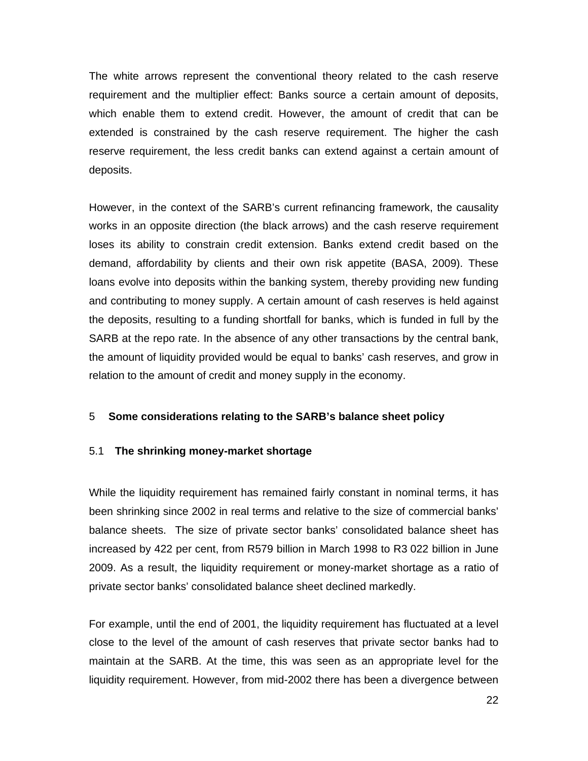The white arrows represent the conventional theory related to the cash reserve requirement and the multiplier effect: Banks source a certain amount of deposits, which enable them to extend credit. However, the amount of credit that can be extended is constrained by the cash reserve requirement. The higher the cash reserve requirement, the less credit banks can extend against a certain amount of deposits.

However, in the context of the SARB's current refinancing framework, the causality works in an opposite direction (the black arrows) and the cash reserve requirement loses its ability to constrain credit extension. Banks extend credit based on the demand, affordability by clients and their own risk appetite (BASA, 2009). These loans evolve into deposits within the banking system, thereby providing new funding and contributing to money supply. A certain amount of cash reserves is held against the deposits, resulting to a funding shortfall for banks, which is funded in full by the SARB at the repo rate. In the absence of any other transactions by the central bank, the amount of liquidity provided would be equal to banks' cash reserves, and grow in relation to the amount of credit and money supply in the economy.

## 5 Some considerations relating to the SARB's balance sheet policy

### 5.1 The shrinking money-market shortage

While the liquidity requirement has remained fairly constant in nominal terms, it has been shrinking since 2002 in real terms and relative to the size of commercial banks' balance sheets. The size of private sector banks' consolidated balance sheet has increased by 422 per cent, from R579 billion in March 1998 to R3 022 billion in June 2009. As a result, the liquidity requirement or money-market shortage as a ratio of private sector banks' consolidated balance sheet declined markedly.

For example, until the end of 2001, the liquidity requirement has fluctuated at a level close to the level of the amount of cash reserves that private sector banks had to maintain at the SARB. At the time, this was seen as an appropriate level for the liquidity requirement. However, from mid-2002 there has been a divergence between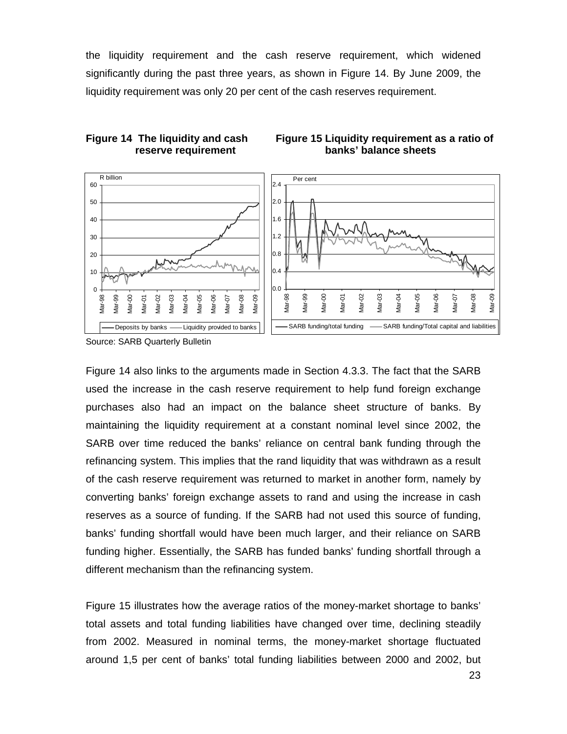the liquidity requirement and the cash reserve requirement, which widened significantly during the past three years, as shown in Figure 14. By June 2009, the liquidity requirement was only 20 per cent of the cash reserves requirement.

**Figure 14 The liquidity and cash reserve requirement**

**Figure 15 Liquidity requirement as a ratio of banks' balance sheets**

Source: SARB Quarterly Bulletin

Figure 14 also links to the arguments made in Section 4.3.3. The fact that the SARB used the increase in the cash reserve requirement to help fund foreign exchange purchases also had an impact on the balance sheet structure of banks. By maintaining the liquidity requirement at a constant nominal level since 2002, the SARB over time reduced the banks' reliance on central bank funding through the refinancing system. This implies that the rand liquidity that was withdrawn as a result of the cash reserve requirement was returned to market in another form, namely by converting banks' foreign exchange assets to rand and using the increase in cash reserves as a source of funding. If the SARB had not used this source of funding, banks' funding shortfall would have been much larger, and their reliance on SARB funding higher. Essentially, the SARB has funded banks' funding shortfall through a different mechanism than the refinancing system.

Figure 15 illustrates how the average ratios of the money-market shortage to banks' total assets and total funding liabilities have changed over time, declining steadily from 2002. Measured in nominal terms, the money-market shortage fluctuated around 1,5 per cent of banks' total funding liabilities between 2000 and 2002, but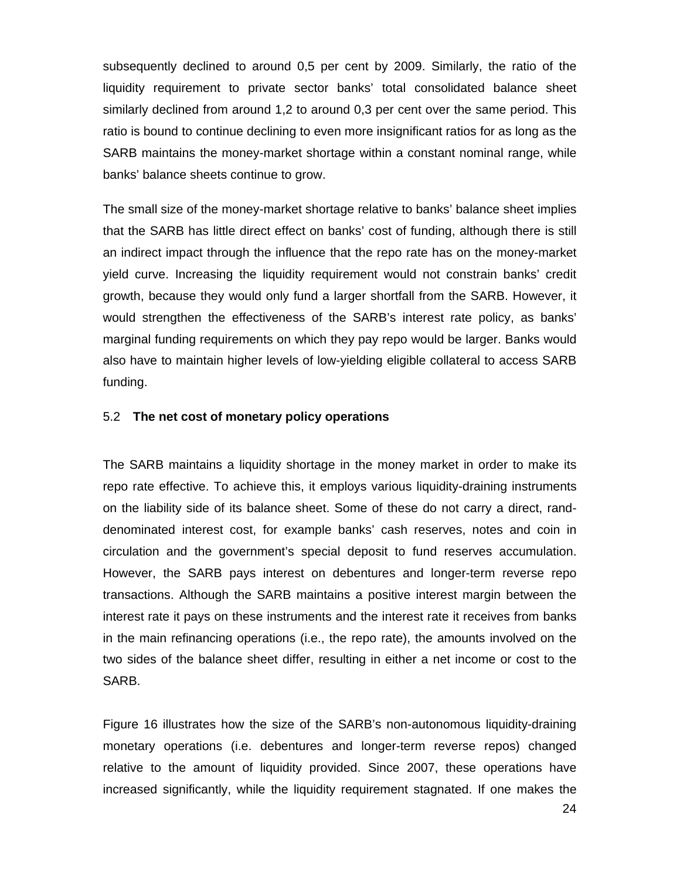subsequently declined to around 0,5 per cent by 2009. Similarly, the ratio of the liquidity requirement to private sector banks' total consolidated balance sheet similarly declined from around 1,2 to around 0,3 per cent over the same period. This ratio is bound to continue declining to even more insignificant ratios for as long as the SARB maintains the money-market shortage within a constant nominal range, while banks' balance sheets continue to grow.

The small size of the money-market shortage relative to banks' balance sheet implies that the SARB has little direct effect on banks' cost of funding, although there is still an indirect impact through the influence that the repo rate has on the money-market yield curve. Increasing the liquidity requirement would not constrain banks' credit growth, because they would only fund a larger shortfall from the SARB. However, it would strengthen the effectiveness of the SARB's interest rate policy, as banks' marginal funding requirements on which they pay repo would be larger. Banks would also have to maintain higher levels of low-yielding eligible collateral to access SARB funding.

### 5.2 **The net cost of monetary policy operations**

The SARB maintains a liquidity shortage in the money market in order to make its repo rate effective. To achieve this, it employs various liquidity-draining instruments on the liability side of its balance sheet. Some of these do not carry a direct, rand-denominated interest cost, for example banks' cash reserves, notes and coin in circulation and the government's special deposit to fund reserves accumulation. However, the SARB pays interest on debentures and longer-term reverse repo transactions. Although the SARB maintains a positive interest margin between the interest rate it pays on these instruments and the interest rate it receives from banks in the main refinancing operations (i.e., the repo rate), the amounts involved on the two sides of the balance sheet differ, resulting in either a net income or cost to the SARB.

Figure 16 illustrates how the size of the SARB's non-autonomous liquidity-draining monetary operations (i.e. debentures and longer-term reverse repos) changed relative to the amount of liquidity provided. Since 2007, these operations have increased significantly, while the liquidity requirement stagnated. If one makes the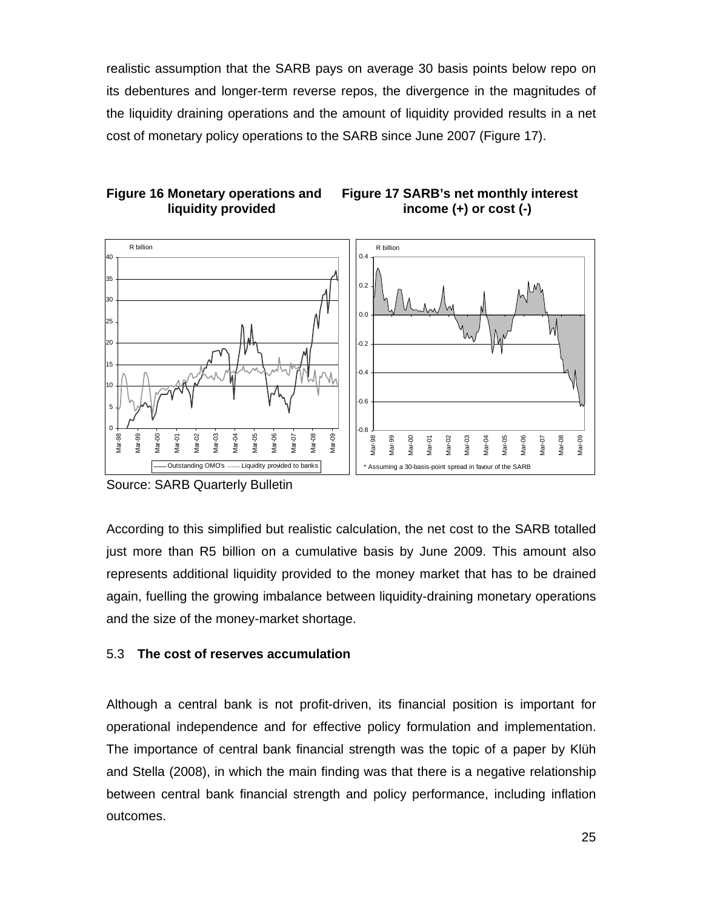realistic assumption that the SARB pays on average 30 basis points below repo on its debentures and longer-term reverse repos, the divergence in the magnitudes of the liquidity draining operations and the amount of liquidity provided results in a net cost of monetary policy operations to the SARB since June 2007 (Figure 17).

**Figure 16 Monetary operations and liquidity provided**

**Figure 17 SARB's net monthly interest income (+) or cost (-)**

\* Assuming a 30-basis-point spread in favour of the SARB

Source: SARB Quarterly Bulletin

According to this simplified but realistic calculation, the net cost to the SARB totalled just more than R5 billion on a cumulative basis by June 2009. This amount also represents additional liquidity provided to the money market that has to be drained again, fuelling the growing imbalance between liquidity-draining monetary operations and the size of the money-market shortage.

### 5.3 **The cost of reserves accumulation**

Although a central bank is not profit-driven, its financial position is important for operational independence and for effective policy formulation and implementation. The importance of central bank financial strength was the topic of a paper by Klüh and Stella (2008), in which the main finding was that there is a negative relationship between central bank financial strength and policy performance, including inflation outcomes.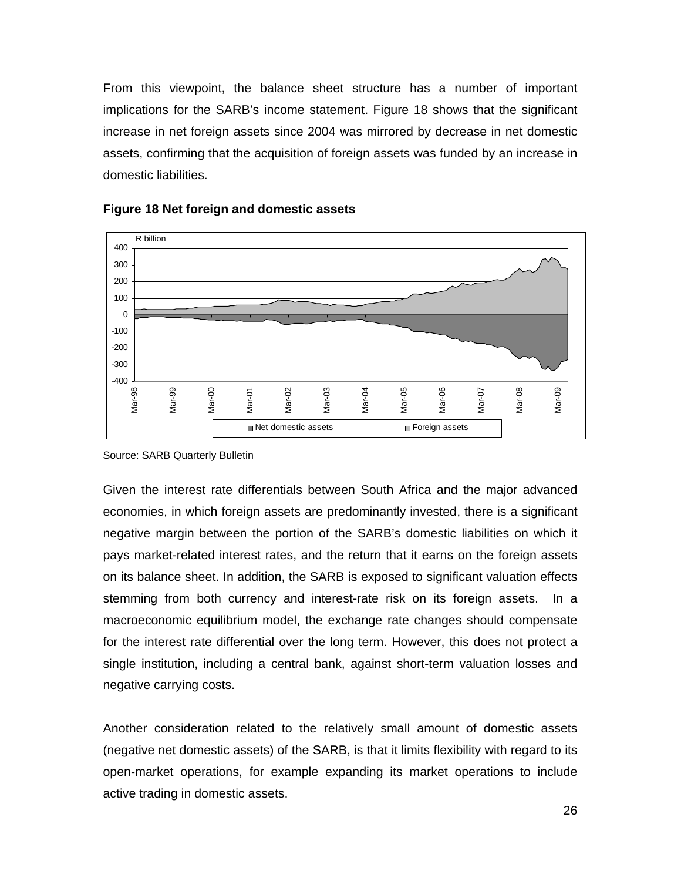From this viewpoint, the balance sheet structure has a number of important implications for the SARB's income statement. Figure 18 shows that the significant increase in net foreign assets since 2004 was mirrored by decrease in net domestic assets, confirming that the acquisition of foreign assets was funded by an increase in domestic liabilities.

**Figure 18 Net foreign and domestic assets**

Source: SARB Quarterly Bulletin

Given the interest rate differentials between South Africa and the major advanced economies, in which foreign assets are predominantly invested, there is a significant negative margin between the portion of the SARB's domestic liabilities on which it pays market-related interest rates, and the return that it earns on the foreign assets on its balance sheet. In addition, the SARB is exposed to significant valuation effects stemming from both currency and interest-rate risk on its foreign assets. In a macroeconomic equilibrium model, the exchange rate changes should compensate for the interest rate differential over the long term. However, this does not protect a single institution, including a central bank, against short-term valuation losses and negative carrying costs.

Another consideration related to the relatively small amount of domestic assets (negative net domestic assets) of the SARB, is that it limits flexibility with regard to its open-market operations, for example expanding its market operations to include active trading in domestic assets.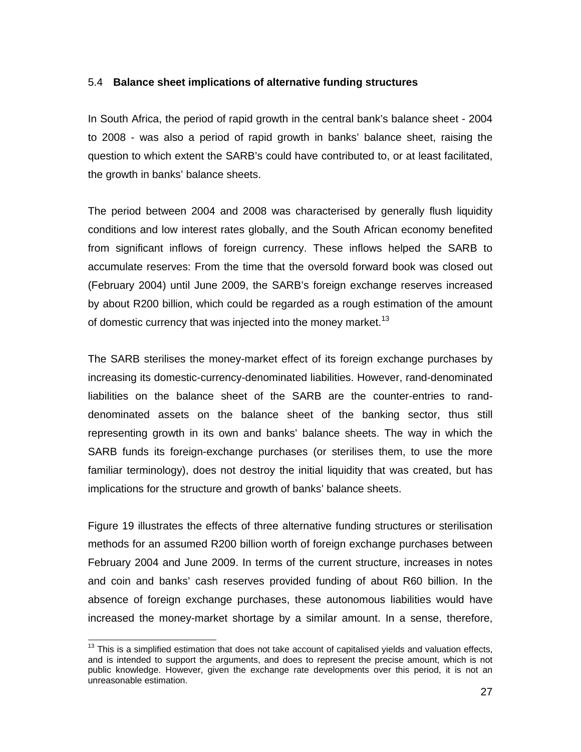### 5.4 Balance sheet implications of alternative funding structures

In South Africa, the period of rapid growth in the central bank's balance sheet - 2004 to 2008 - was also a period of rapid growth in banks' balance sheet, raising the question to which extent the SARB's could have contributed to, or at least facilitated, the growth in banks' balance sheets.

The period between 2004 and 2008 was characterised by generally flush liquidity conditions and low interest rates globally, and the South African economy benefited from significant inflows of foreign currency. These inflows helped the SARB to accumulate reserves: From the time that the oversold forward book was closed out (February 2004) until June 2009, the SARB's foreign exchange reserves increased by about R200 billion, which could be regarded as a rough estimation of the amount of domestic currency that was injected into the money market.[13]

The SARB sterilises the money-market effect of its foreign exchange purchases by increasing its domestic-currency-denominated liabilities. However, rand-denominated liabilities on the balance sheet of the SARB are the counter-entries to rand-denominated assets on the balance sheet of the banking sector, thus still representing growth in its own and banks' balance sheets. The way in which the SARB funds its foreign-exchange purchases (or sterilises them, to use the more familiar terminology), does not destroy the initial liquidity that was created, but has implications for the structure and growth of banks' balance sheets.

Figure 19 illustrates the effects of three alternative funding structures or sterilisation methods for an assumed R200 billion worth of foreign exchange purchases between February 2004 and June 2009. In terms of the current structure, increases in notes and coin and banks' cash reserves provided funding of about R60 billion. In the absence of foreign exchange purchases, these autonomous liabilities would have increased the money-market shortage by a similar amount. In a sense, therefore,

[13] This is a simplified estimation that does not take account of capitalised yields and valuation effects, and is intended to support the arguments, and does to represent the precise amount, which is not public knowledge. However, given the exchange rate developments over this period, it is not an unreasonable estimation.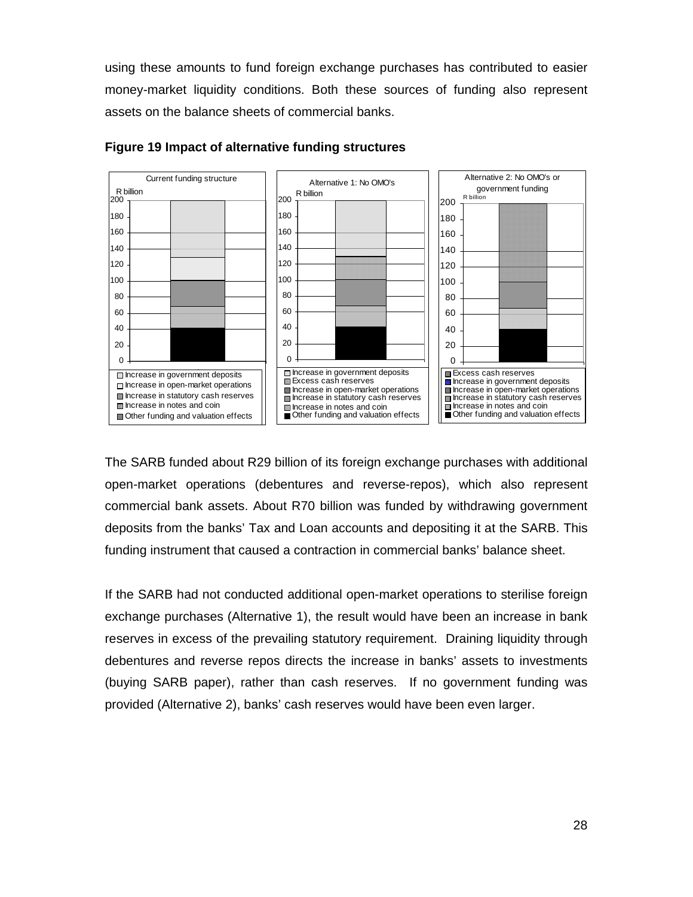using these amounts to fund foreign exchange purchases has contributed to easier money-market liquidity conditions. Both these sources of funding also represent assets on the balance sheets of commercial banks.

**Figure 19 Impact of alternative funding structures**

The SARB funded about R29 billion of its foreign exchange purchases with additional open-market operations (debentures and reverse-repos), which also represent commercial bank assets. About R70 billion was funded by withdrawing government deposits from the banks' Tax and Loan accounts and depositing it at the SARB. This funding instrument that caused a contraction in commercial banks' balance sheet.

If the SARB had not conducted additional open-market operations to sterilise foreign exchange purchases (Alternative 1), the result would have been an increase in bank reserves in excess of the prevailing statutory requirement. Draining liquidity through debentures and reverse repos directs the increase in banks' assets to investments (buying SARB paper), rather than cash reserves. If no government funding was provided (Alternative 2), banks' cash reserves would have been even larger.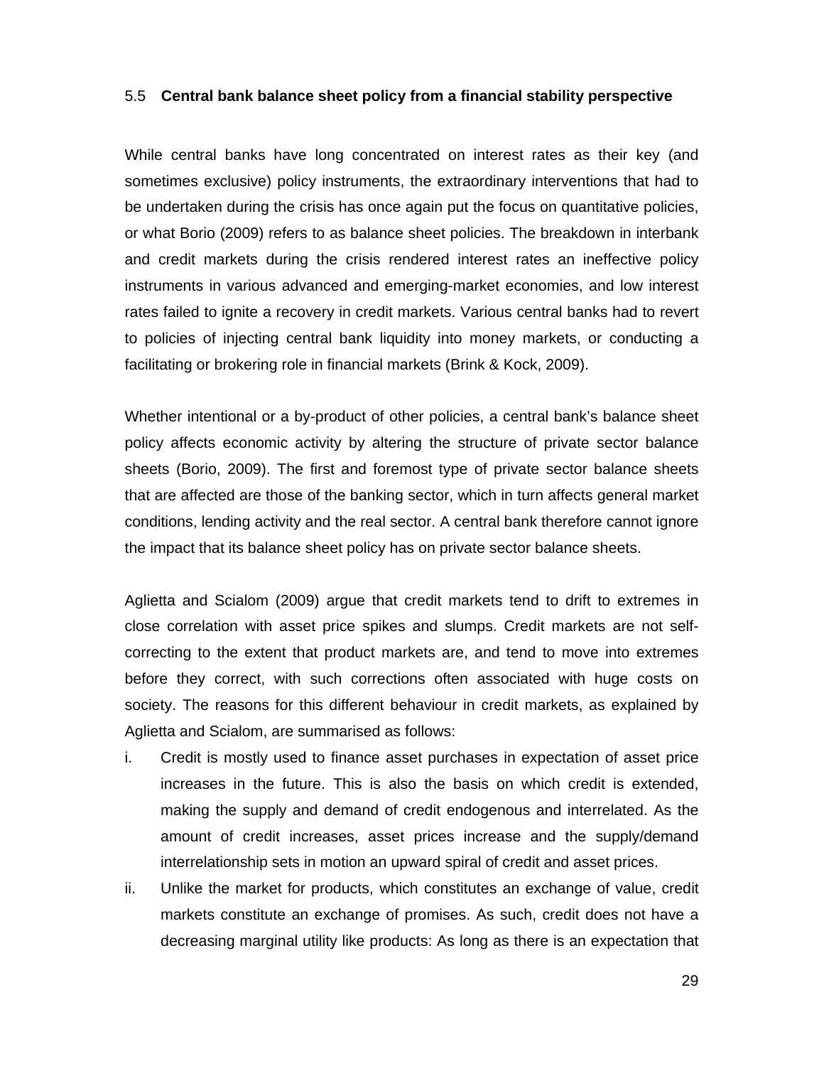## 5.5 Central bank balance sheet policy from a financial stability perspective

While central banks have long concentrated on interest rates as their key (and sometimes exclusive) policy instruments, the extraordinary interventions that had to be undertaken during the crisis has once again put the focus on quantitative policies, or what Borio (2009) refers to as balance sheet policies. The breakdown in interbank and credit markets during the crisis rendered interest rates an ineffective policy instruments in various advanced and emerging-market economies, and low interest rates failed to ignite a recovery in credit markets. Various central banks had to revert to policies of injecting central bank liquidity into money markets, or conducting a facilitating or brokering role in financial markets (Brink & Kock, 2009).

Whether intentional or a by-product of other policies, a central bank's balance sheet policy affects economic activity by altering the structure of private sector balance sheets (Borio, 2009). The first and foremost type of private sector balance sheets that are affected are those of the banking sector, which in turn affects general market conditions, lending activity and the real sector. A central bank therefore cannot ignore the impact that its balance sheet policy has on private sector balance sheets.

Aglietta and Scialom (2009) argue that credit markets tend to drift to extremes in close correlation with asset price spikes and slumps. Credit markets are not self-correcting to the extent that product markets are, and tend to move into extremes before they correct, with such corrections often associated with huge costs on society. The reasons for this different behaviour in credit markets, as explained by Aglietta and Scialom, are summarised as follows:

i. Credit is mostly used to finance asset purchases in expectation of asset price increases in the future. This is also the basis on which credit is extended, making the supply and demand of credit endogenous and interrelated. As the amount of credit increases, asset prices increase and the supply/demand interrelationship sets in motion an upward spiral of credit and asset prices.

ii. Unlike the market for products, which constitutes an exchange of value, credit markets constitute an exchange of promises. As such, credit does not have a decreasing marginal utility like products: As long as there is an expectation that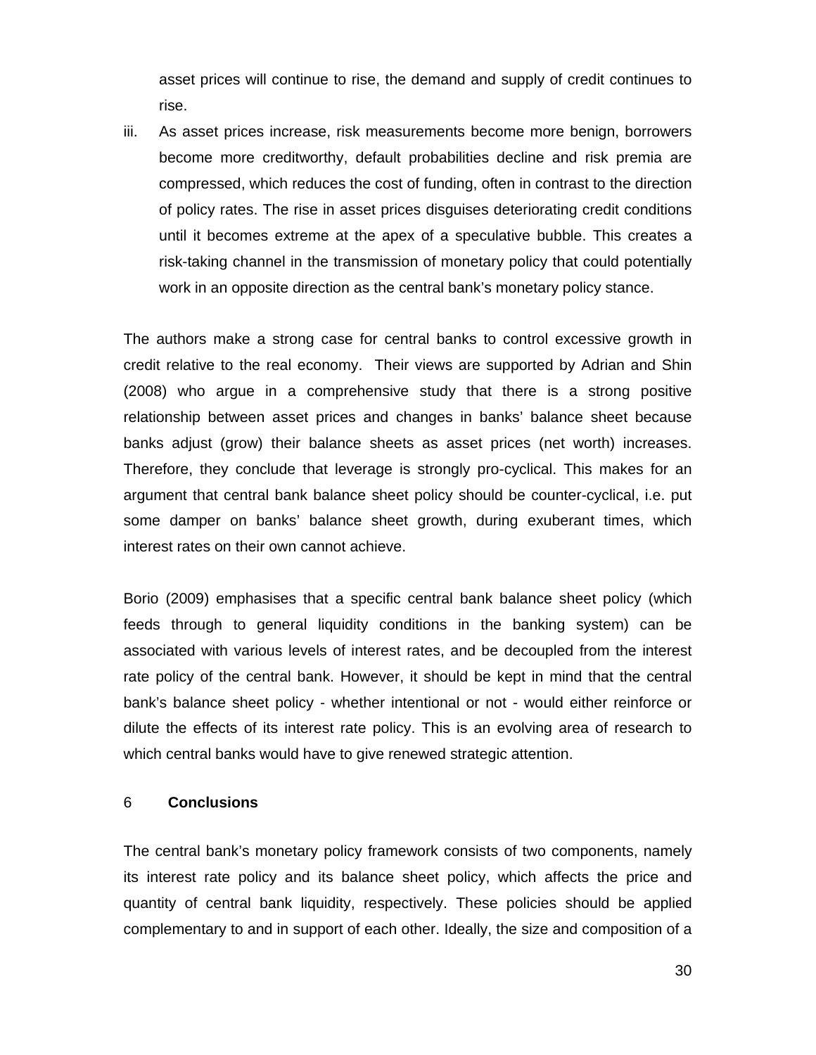asset prices will continue to rise, the demand and supply of credit continues to rise.

iii. As asset prices increase, risk measurements become more benign, borrowers become more creditworthy, default probabilities decline and risk premia are compressed, which reduces the cost of funding, often in contrast to the direction of policy rates. The rise in asset prices disguises deteriorating credit conditions until it becomes extreme at the apex of a speculative bubble. This creates a risk-taking channel in the transmission of monetary policy that could potentially work in an opposite direction as the central bank's monetary policy stance.

The authors make a strong case for central banks to control excessive growth in credit relative to the real economy. Their views are supported by Adrian and Shin (2008) who argue in a comprehensive study that there is a strong positive relationship between asset prices and changes in banks' balance sheet because banks adjust (grow) their balance sheets as asset prices (net worth) increases. Therefore, they conclude that leverage is strongly pro-cyclical. This makes for an argument that central bank balance sheet policy should be counter-cyclical, i.e. put some damper on banks' balance sheet growth, during exuberant times, which interest rates on their own cannot achieve.

Borio (2009) emphasises that a specific central bank balance sheet policy (which feeds through to general liquidity conditions in the banking system) can be associated with various levels of interest rates, and be decoupled from the interest rate policy of the central bank. However, it should be kept in mind that the central bank's balance sheet policy - whether intentional or not - would either reinforce or dilute the effects of its interest rate policy. This is an evolving area of research to which central banks would have to give renewed strategic attention.

## 6 Conclusions

The central bank's monetary policy framework consists of two components, namely its interest rate policy and its balance sheet policy, which affects the price and quantity of central bank liquidity, respectively. These policies should be applied complementary to and in support of each other. Ideally, the size and composition of a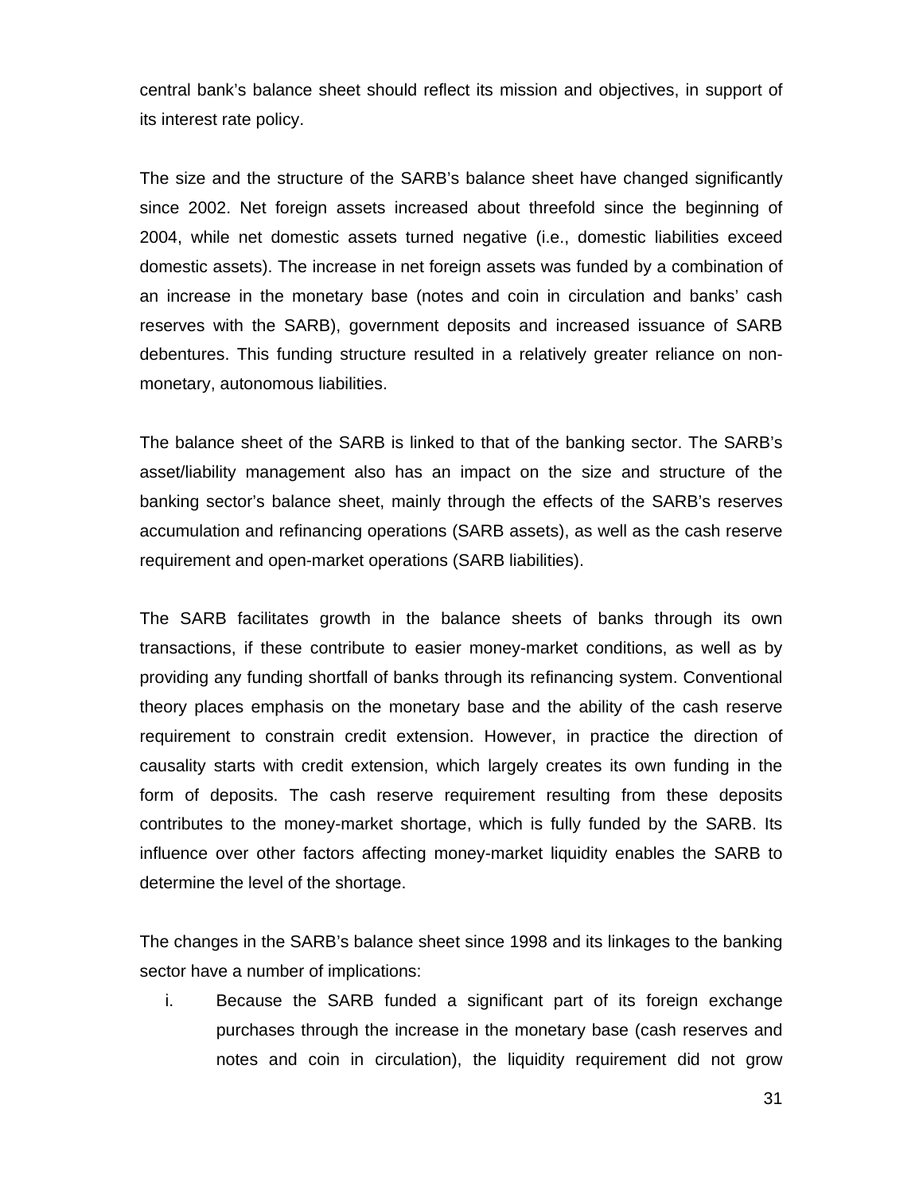central bank's balance sheet should reflect its mission and objectives, in support of its interest rate policy.

The size and the structure of the SARB's balance sheet have changed significantly since 2002. Net foreign assets increased about threefold since the beginning of 2004, while net domestic assets turned negative (i.e., domestic liabilities exceed domestic assets). The increase in net foreign assets was funded by a combination of an increase in the monetary base (notes and coin in circulation and banks' cash reserves with the SARB), government deposits and increased issuance of SARB debentures. This funding structure resulted in a relatively greater reliance on non-monetary, autonomous liabilities.

The balance sheet of the SARB is linked to that of the banking sector. The SARB's asset/liability management also has an impact on the size and structure of the banking sector's balance sheet, mainly through the effects of the SARB's reserves accumulation and refinancing operations (SARB assets), as well as the cash reserve requirement and open-market operations (SARB liabilities).

The SARB facilitates growth in the balance sheets of banks through its own transactions, if these contribute to easier money-market conditions, as well as by providing any funding shortfall of banks through its refinancing system. Conventional theory places emphasis on the monetary base and the ability of the cash reserve requirement to constrain credit extension. However, in practice the direction of causality starts with credit extension, which largely creates its own funding in the form of deposits. The cash reserve requirement resulting from these deposits contributes to the money-market shortage, which is fully funded by the SARB. Its influence over other factors affecting money-market liquidity enables the SARB to determine the level of the shortage.

The changes in the SARB's balance sheet since 1998 and its linkages to the banking sector have a number of implications:

i. Because the SARB funded a significant part of its foreign exchange purchases through the increase in the monetary base (cash reserves and notes and coin in circulation), the liquidity requirement did not grow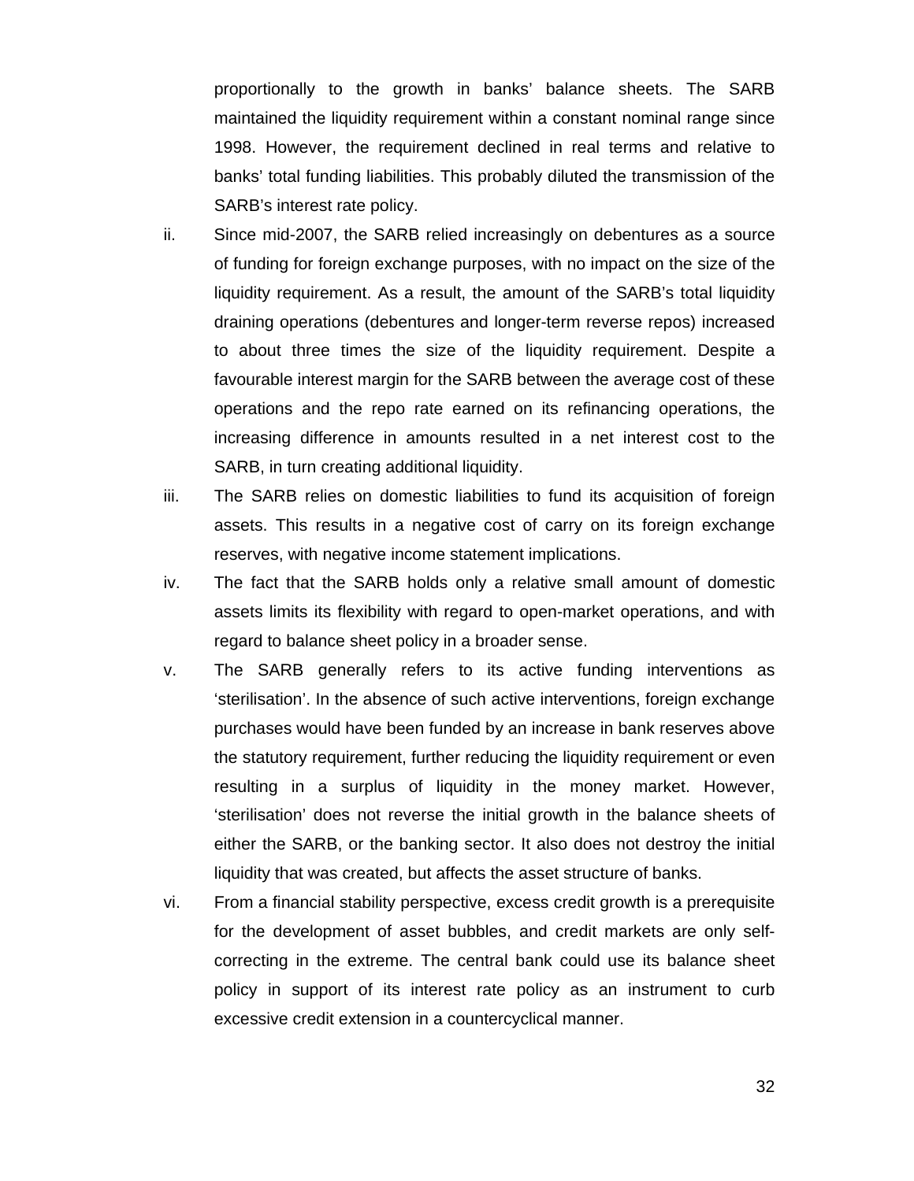proportionally to the growth in banks' balance sheets. The SARB maintained the liquidity requirement within a constant nominal range since 1998. However, the requirement declined in real terms and relative to banks' total funding liabilities. This probably diluted the transmission of the SARB's interest rate policy.

ii. Since mid-2007, the SARB relied increasingly on debentures as a source of funding for foreign exchange purposes, with no impact on the size of the liquidity requirement. As a result, the amount of the SARB's total liquidity draining operations (debentures and longer-term reverse repos) increased to about three times the size of the liquidity requirement. Despite a favourable interest margin for the SARB between the average cost of these operations and the repo rate earned on its refinancing operations, the increasing difference in amounts resulted in a net interest cost to the SARB, in turn creating additional liquidity.

iii. The SARB relies on domestic liabilities to fund its acquisition of foreign assets. This results in a negative cost of carry on its foreign exchange reserves, with negative income statement implications.

iv. The fact that the SARB holds only a relative small amount of domestic assets limits its flexibility with regard to open-market operations, and with regard to balance sheet policy in a broader sense.

v. The SARB generally refers to its active funding interventions as 'sterilisation'. In the absence of such active interventions, foreign exchange purchases would have been funded by an increase in bank reserves above the statutory requirement, further reducing the liquidity requirement or even resulting in a surplus of liquidity in the money market. However, 'sterilisation' does not reverse the initial growth in the balance sheets of either the SARB, or the banking sector. It also does not destroy the initial liquidity that was created, but affects the asset structure of banks.

vi. From a financial stability perspective, excess credit growth is a prerequisite for the development of asset bubbles, and credit markets are only self-correcting in the extreme. The central bank could use its balance sheet policy in support of its interest rate policy as an instrument to curb excessive credit extension in a countercyclical manner.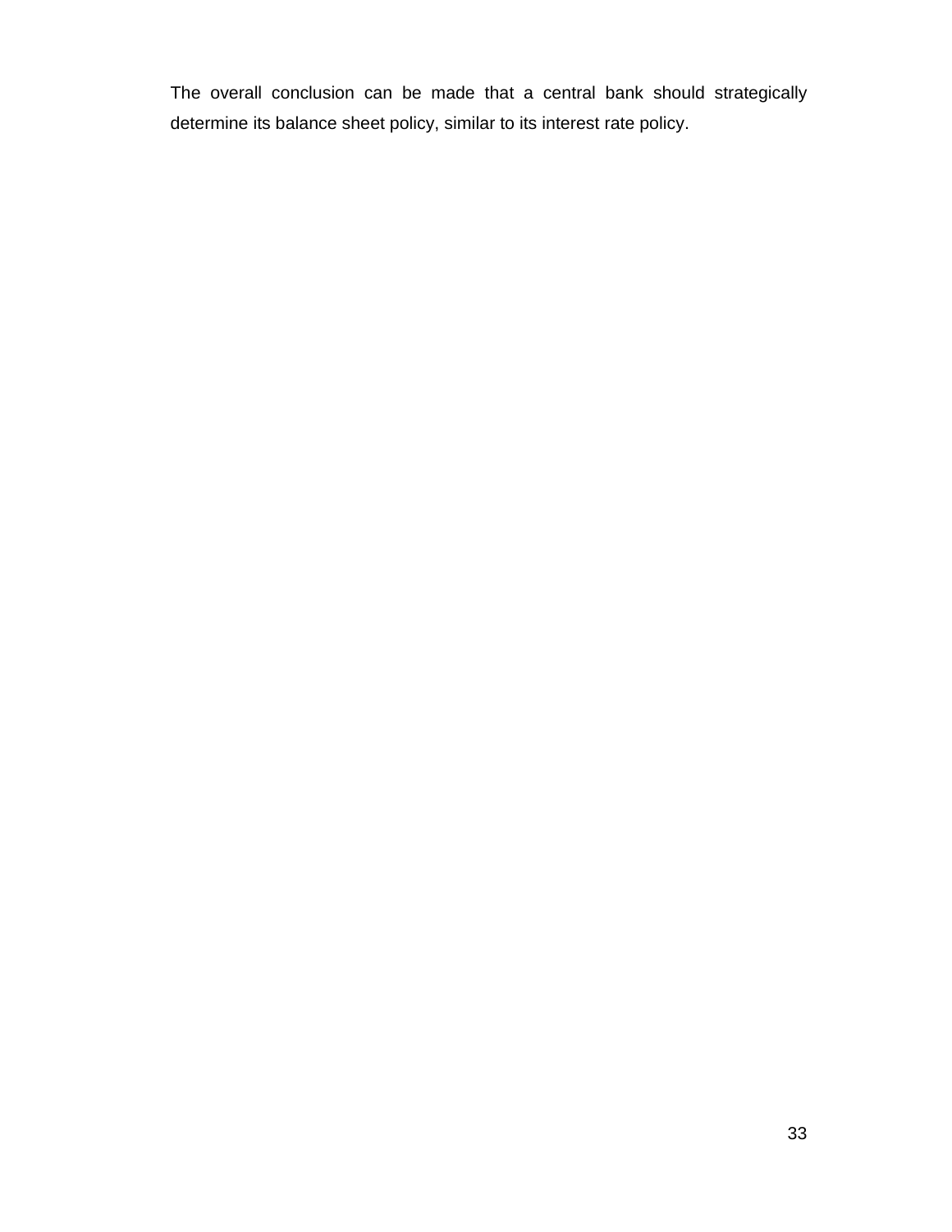The overall conclusion can be made that a central bank should strategically determine its balance sheet policy, similar to its interest rate policy.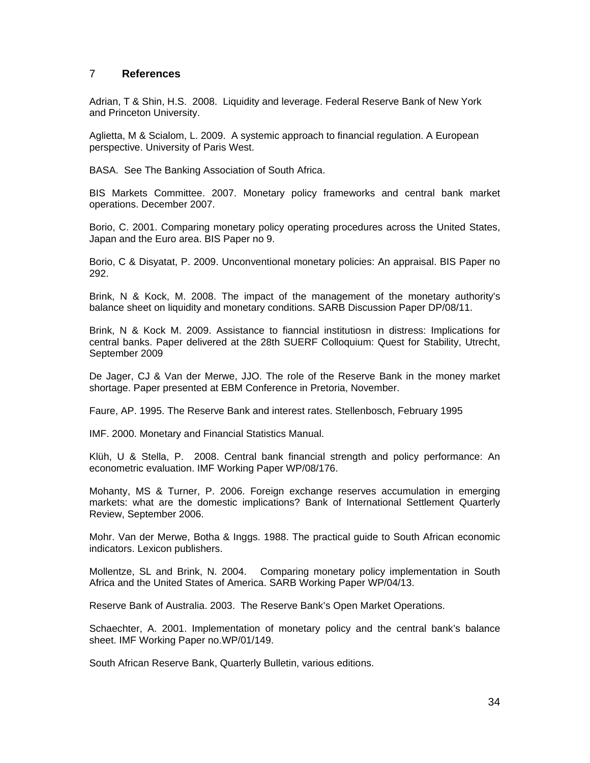## 7 References

Adrian, T & Shin, H.S. 2008. Liquidity and leverage. Federal Reserve Bank of New York and Princeton University.

Aglietta, M & Scialom, L. 2009. A systemic approach to financial regulation. A European perspective. University of Paris West.

BASA. See The Banking Association of South Africa.

BIS Markets Committee. 2007. Monetary policy frameworks and central bank market operations. December 2007.

Borio, C. 2001. Comparing monetary policy operating procedures across the United States, Japan and the Euro area. BIS Paper no 9.

Borio, C & Disyatat, P. 2009. Unconventional monetary policies: An appraisal. BIS Paper no 292.

Brink, N & Kock, M. 2008. The impact of the management of the monetary authority's balance sheet on liquidity and monetary conditions. SARB Discussion Paper DP/08/11.

Brink, N & Kock M. 2009. Assistance to fianncial institutiosn in distress: Implications for central banks. Paper delivered at the 28th SUERF Colloquium: Quest for Stability, Utrecht, September 2009

De Jager, CJ & Van der Merwe, JJO. The role of the Reserve Bank in the money market shortage. Paper presented at EBM Conference in Pretoria, November.

Faure, AP. 1995. The Reserve Bank and interest rates. Stellenbosch, February 1995

IMF. 2000. Monetary and Financial Statistics Manual.

Klüh, U & Stella, P. 2008. Central bank financial strength and policy performance: An econometric evaluation. IMF Working Paper WP/08/176.

Mohanty, MS & Turner, P. 2006. Foreign exchange reserves accumulation in emerging markets: what are the domestic implications? Bank of International Settlement Quarterly Review, September 2006.

Mohr. Van der Merwe, Botha & Inggs. 1988. The practical guide to South African economic indicators. Lexicon publishers.

Mollentze, SL and Brink, N. 2004. Comparing monetary policy implementation in South Africa and the United States of America. SARB Working Paper WP/04/13.

Reserve Bank of Australia. 2003. The Reserve Bank's Open Market Operations.

Schaechter, A. 2001. Implementation of monetary policy and the central bank's balance sheet. IMF Working Paper no.WP/01/149.

South African Reserve Bank, Quarterly Bulletin, various editions.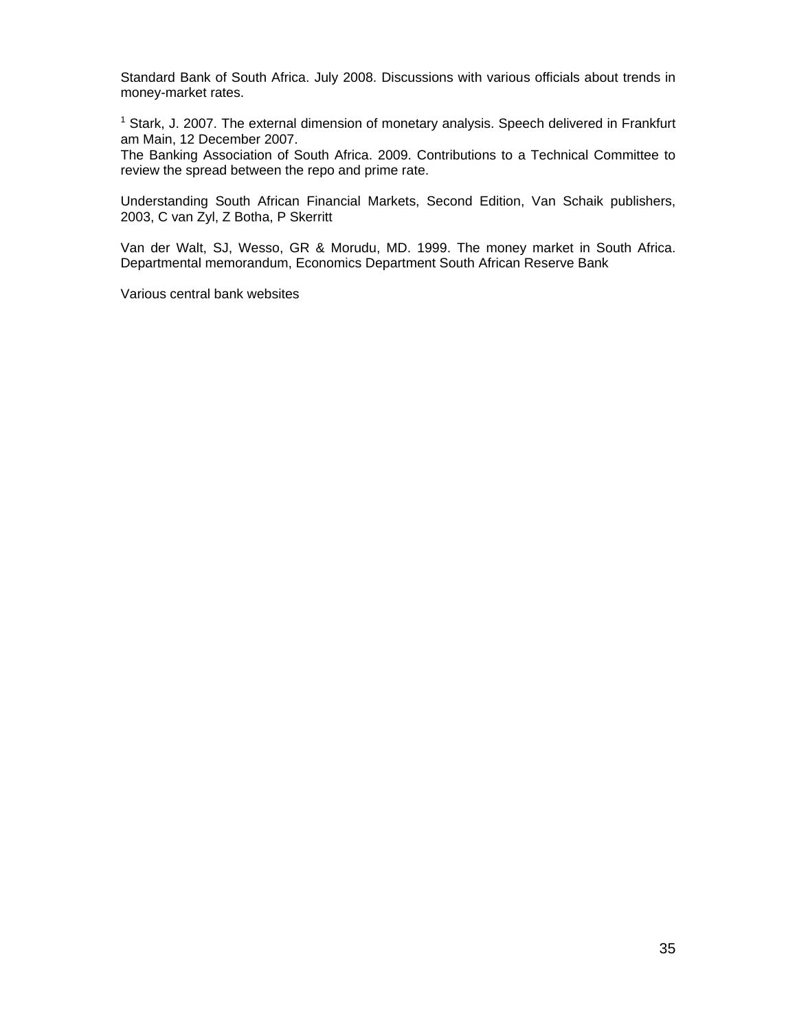Standard Bank of South Africa. July 2008. Discussions with various officials about trends in money-market rates.

[1] Stark, J. 2007. The external dimension of monetary analysis. Speech delivered in Frankfurt am Main, 12 December 2007.
The Banking Association of South Africa. 2009. Contributions to a Technical Committee to review the spread between the repo and prime rate.

Understanding South African Financial Markets, Second Edition, Van Schaik publishers, 2003, C van Zyl, Z Botha, P Skerritt

Van der Walt, SJ, Wesso, GR & Morudu, MD. 1999. The money market in South Africa. Departmental memorandum, Economics Department South African Reserve Bank

Various central bank websites